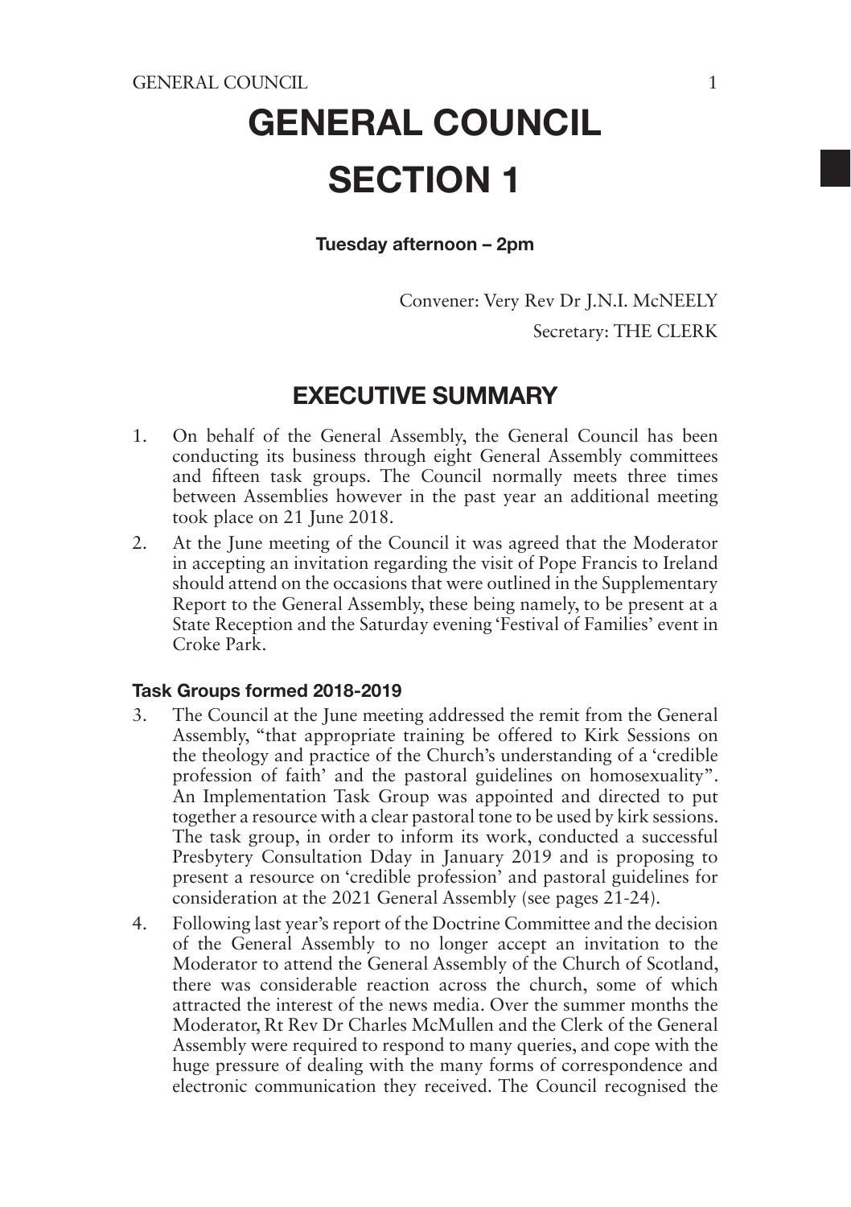# GENERAL COUNCIL

# SECTION 1

**Tuesday afternoon – 2pm**

Convener: Very Rev Dr J.N.I. McNEELY

Secretary: THE CLERK

## EXECUTIVE SUMMARY

1. On behalf of the General Assembly, the General Council has been conducting its business through eight General Assembly committees and fifteen task groups. The Council normally meets three times between Assemblies however in the past year an additional meeting took place on 21 June 2018.
2. At the June meeting of the Council it was agreed that the Moderator in accepting an invitation regarding the visit of Pope Francis to Ireland should attend on the occasions that were outlined in the Supplementary Report to the General Assembly, these being namely, to be present at a State Reception and the Saturday evening 'Festival of Families' event in Croke Park.

### Task Groups formed 2018-2019

3. The Council at the June meeting addressed the remit from the General Assembly, "that appropriate training be offered to Kirk Sessions on the theology and practice of the Church's understanding of a 'credible profession of faith' and the pastoral guidelines on homosexuality". An Implementation Task Group was appointed and directed to put together a resource with a clear pastoral tone to be used by kirk sessions. The task group, in order to inform its work, conducted a successful Presbytery Consultation Dday in January 2019 and is proposing to present a resource on 'credible profession' and pastoral guidelines for consideration at the 2021 General Assembly (see pages 21-24).
4. Following last year's report of the Doctrine Committee and the decision of the General Assembly to no longer accept an invitation to the Moderator to attend the General Assembly of the Church of Scotland, there was considerable reaction across the church, some of which attracted the interest of the news media. Over the summer months the Moderator, Rt Rev Dr Charles McMullen and the Clerk of the General Assembly were required to respond to many queries, and cope with the huge pressure of dealing with the many forms of correspondence and electronic communication they received. The Council recognised the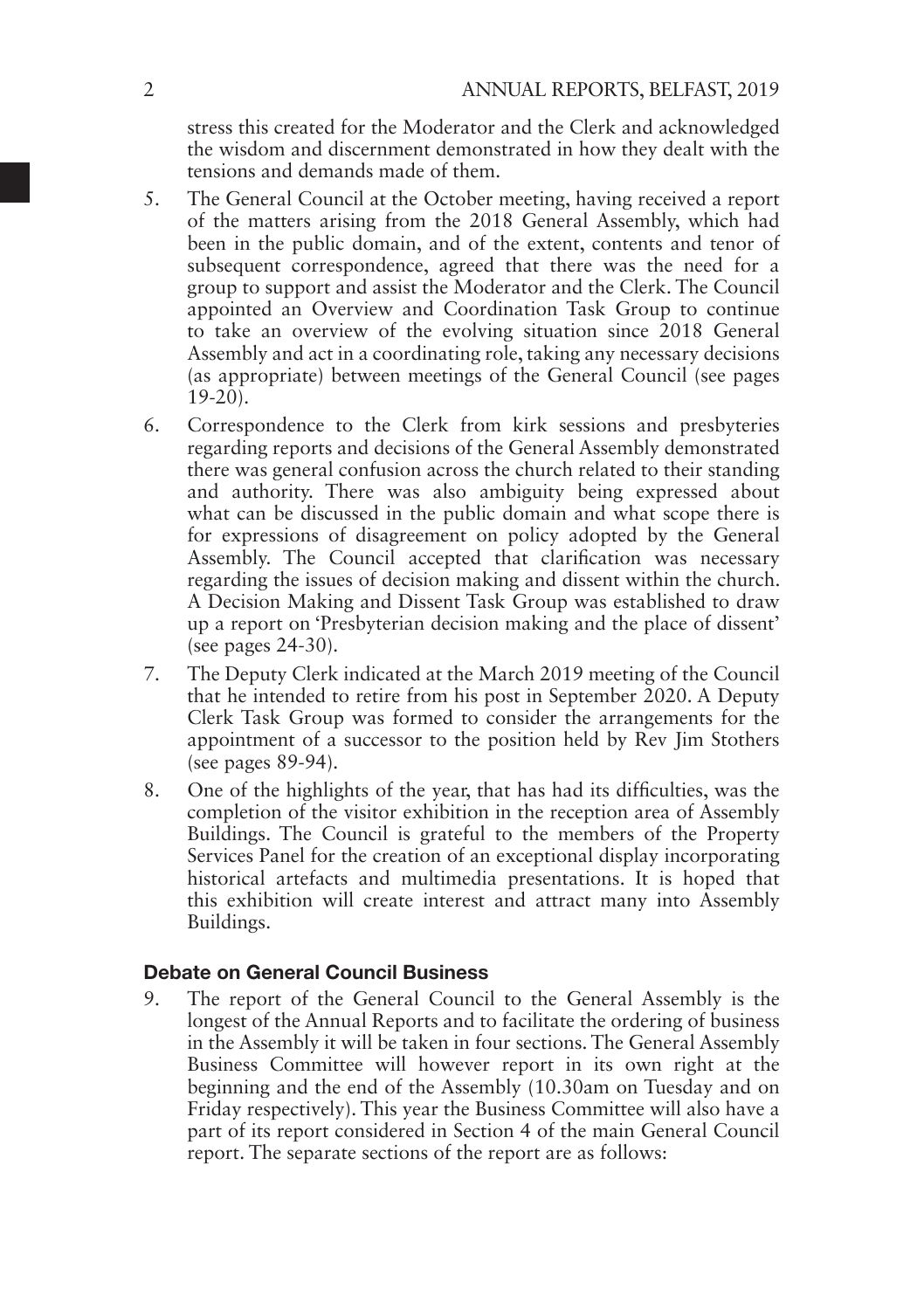stress this created for the Moderator and the Clerk and acknowledged the wisdom and discernment demonstrated in how they dealt with the tensions and demands made of them.

5. The General Council at the October meeting, having received a report of the matters arising from the 2018 General Assembly, which had been in the public domain, and of the extent, contents and tenor of subsequent correspondence, agreed that there was the need for a group to support and assist the Moderator and the Clerk. The Council appointed an Overview and Coordination Task Group to continue to take an overview of the evolving situation since 2018 General Assembly and act in a coordinating role, taking any necessary decisions (as appropriate) between meetings of the General Council (see pages 19-20).

6. Correspondence to the Clerk from kirk sessions and presbyteries regarding reports and decisions of the General Assembly demonstrated there was general confusion across the church related to their standing and authority. There was also ambiguity being expressed about what can be discussed in the public domain and what scope there is for expressions of disagreement on policy adopted by the General Assembly. The Council accepted that clarification was necessary regarding the issues of decision making and dissent within the church. A Decision Making and Dissent Task Group was established to draw up a report on 'Presbyterian decision making and the place of dissent' (see pages 24-30).

7. The Deputy Clerk indicated at the March 2019 meeting of the Council that he intended to retire from his post in September 2020. A Deputy Clerk Task Group was formed to consider the arrangements for the appointment of a successor to the position held by Rev Jim Stothers (see pages 89-94).

8. One of the highlights of the year, that has had its difficulties, was the completion of the visitor exhibition in the reception area of Assembly Buildings. The Council is grateful to the members of the Property Services Panel for the creation of an exceptional display incorporating historical artefacts and multimedia presentations. It is hoped that this exhibition will create interest and attract many into Assembly Buildings.

### Debate on General Council Business

9. The report of the General Council to the General Assembly is the longest of the Annual Reports and to facilitate the ordering of business in the Assembly it will be taken in four sections. The General Assembly Business Committee will however report in its own right at the beginning and the end of the Assembly (10.30am on Tuesday and on Friday respectively). This year the Business Committee will also have a part of its report considered in Section 4 of the main General Council report. The separate sections of the report are as follows: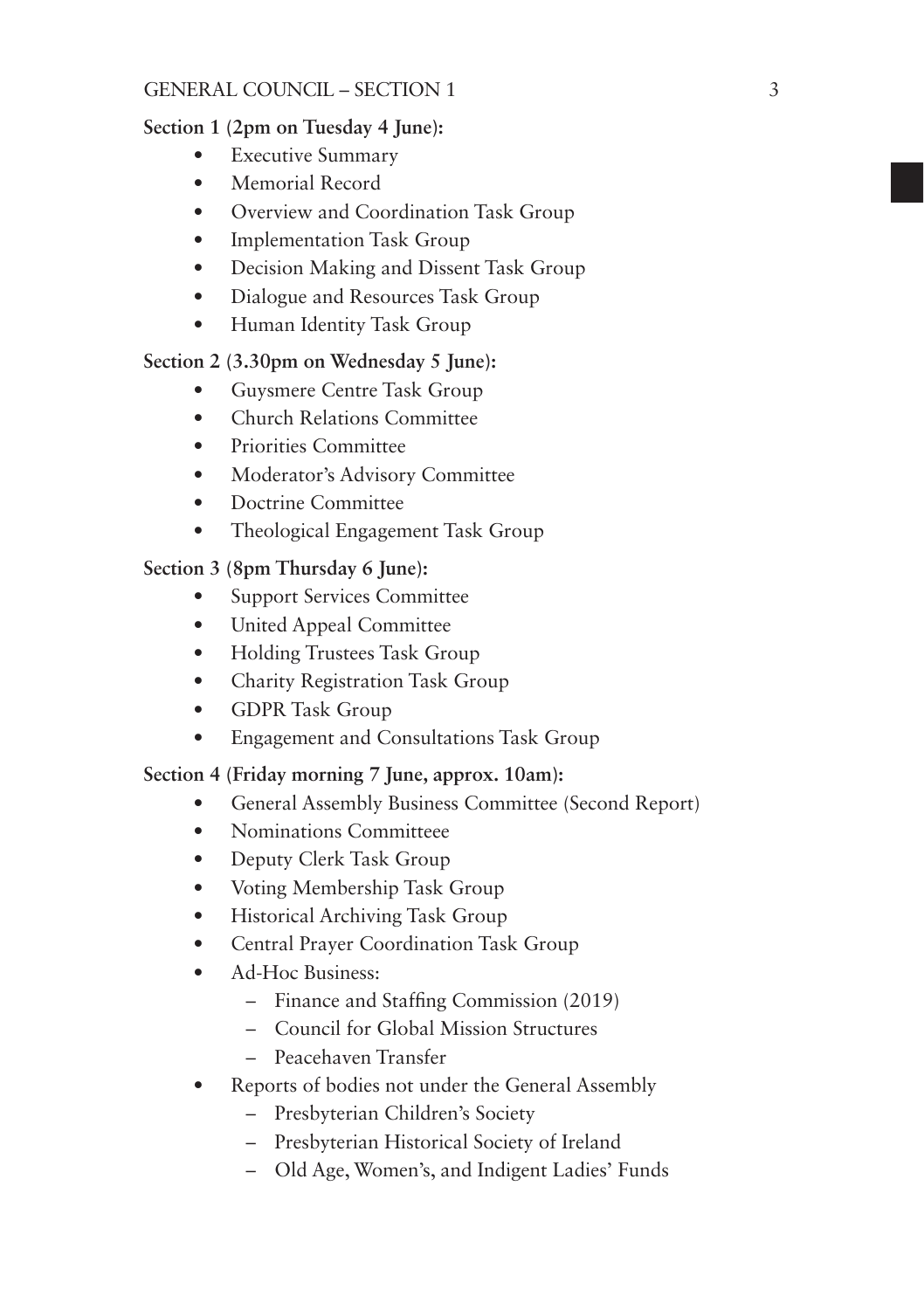**Section 1 (2pm on Tuesday 4 June):**

- Executive Summary
- Memorial Record
- Overview and Coordination Task Group
- Implementation Task Group
- Decision Making and Dissent Task Group
- Dialogue and Resources Task Group
- Human Identity Task Group

**Section 2 (3.30pm on Wednesday 5 June):**

- Guysmere Centre Task Group
- Church Relations Committee
- Priorities Committee
- Moderator's Advisory Committee
- Doctrine Committee
- Theological Engagement Task Group

**Section 3 (8pm Thursday 6 June):**

- Support Services Committee
- United Appeal Committee
- Holding Trustees Task Group
- Charity Registration Task Group
- GDPR Task Group
- Engagement and Consultations Task Group

**Section 4 (Friday morning 7 June, approx. 10am):**

- General Assembly Business Committee (Second Report)
- Nominations Committeee
- Deputy Clerk Task Group
- Voting Membership Task Group
- Historical Archiving Task Group
- Central Prayer Coordination Task Group
- Ad-Hoc Business:
  - Finance and Staffing Commission (2019)
  - Council for Global Mission Structures
  - Peacehaven Transfer
- Reports of bodies not under the General Assembly
  - Presbyterian Children's Society
  - Presbyterian Historical Society of Ireland
  - Old Age, Women's, and Indigent Ladies' Funds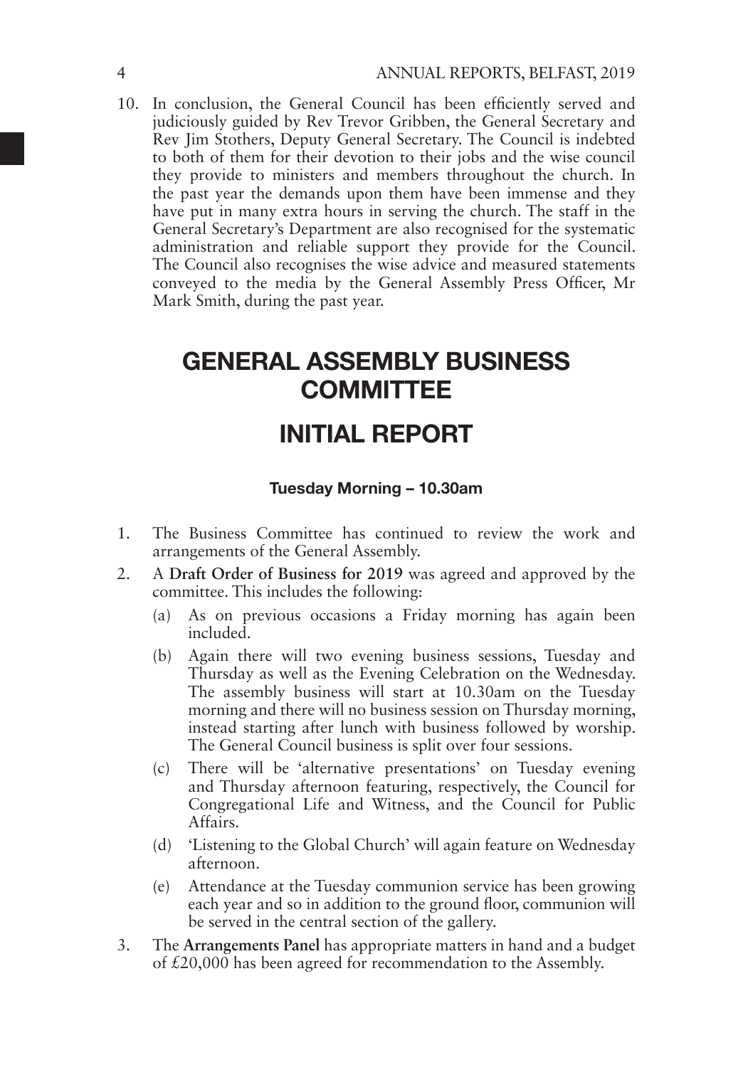10. In conclusion, the General Council has been efficiently served and judiciously guided by Rev Trevor Gribben, the General Secretary and Rev Jim Stothers, Deputy General Secretary. The Council is indebted to both of them for their devotion to their jobs and the wise council they provide to ministers and members throughout the church. In the past year the demands upon them have been immense and they have put in many extra hours in serving the church. The staff in the General Secretary's Department are also recognised for the systematic administration and reliable support they provide for the Council. The Council also recognises the wise advice and measured statements conveyed to the media by the General Assembly Press Officer, Mr Mark Smith, during the past year.

# GENERAL ASSEMBLY BUSINESS COMMITTEE

# INITIAL REPORT

### Tuesday Morning – 10.30am

1. The Business Committee has continued to review the work and arrangements of the General Assembly.
2. A **Draft Order of Business for 2019** was agreed and approved by the committee. This includes the following:
   (a) As on previous occasions a Friday morning has again been included.
   (b) Again there will two evening business sessions, Tuesday and Thursday as well as the Evening Celebration on the Wednesday. The assembly business will start at 10.30am on the Tuesday morning and there will no business session on Thursday morning, instead starting after lunch with business followed by worship. The General Council business is split over four sessions.
   (c) There will be 'alternative presentations' on Tuesday evening and Thursday afternoon featuring, respectively, the Council for Congregational Life and Witness, and the Council for Public Affairs.
   (d) 'Listening to the Global Church' will again feature on Wednesday afternoon.
   (e) Attendance at the Tuesday communion service has been growing each year and so in addition to the ground floor, communion will be served in the central section of the gallery.
3. The **Arrangements Panel** has appropriate matters in hand and a budget of £20,000 has been agreed for recommendation to the Assembly.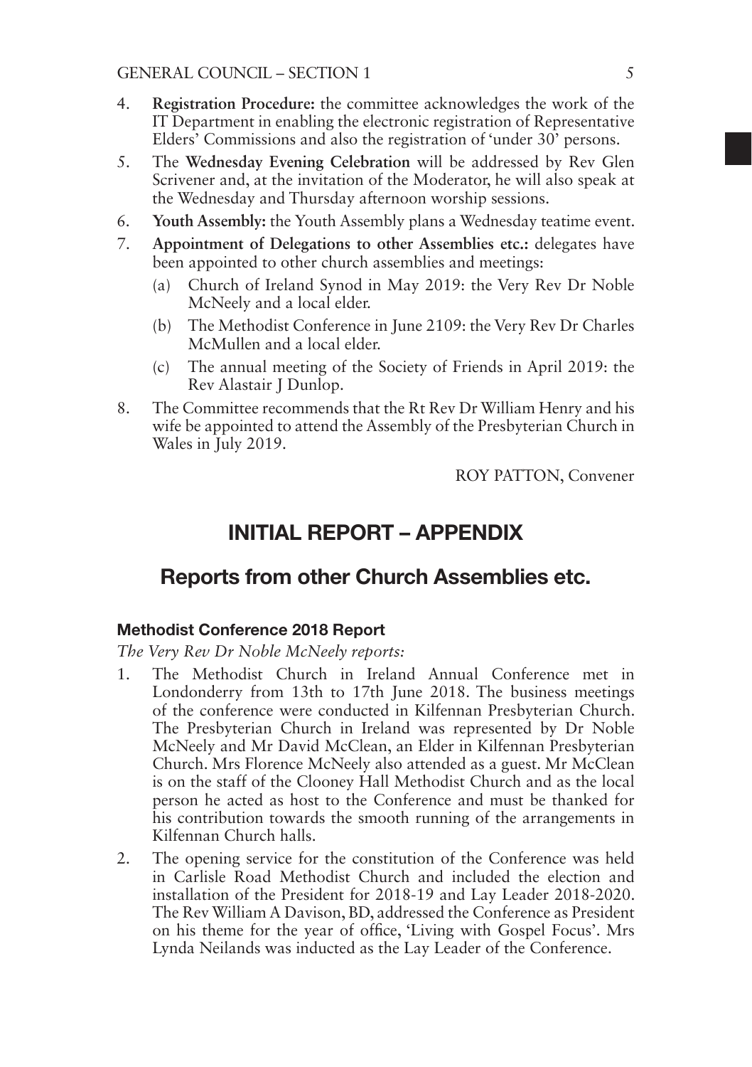4. **Registration Procedure:** the committee acknowledges the work of the IT Department in enabling the electronic registration of Representative Elders' Commissions and also the registration of 'under 30' persons.
5. The **Wednesday Evening Celebration** will be addressed by Rev Glen Scrivener and, at the invitation of the Moderator, he will also speak at the Wednesday and Thursday afternoon worship sessions.
6. **Youth Assembly:** the Youth Assembly plans a Wednesday teatime event.
7. **Appointment of Delegations to other Assemblies etc.:** delegates have been appointed to other church assemblies and meetings:
   (a) Church of Ireland Synod in May 2019: the Very Rev Dr Noble McNeely and a local elder.
   (b) The Methodist Conference in June 2109: the Very Rev Dr Charles McMullen and a local elder.
   (c) The annual meeting of the Society of Friends in April 2019: the Rev Alastair J Dunlop.
8. The Committee recommends that the Rt Rev Dr William Henry and his wife be appointed to attend the Assembly of the Presbyterian Church in Wales in July 2019.

ROY PATTON, Convener

# INITIAL REPORT – APPENDIX

## Reports from other Church Assemblies etc.

### Methodist Conference 2018 Report

*The Very Rev Dr Noble McNeely reports:*

1. The Methodist Church in Ireland Annual Conference met in Londonderry from 13th to 17th June 2018. The business meetings of the conference were conducted in Kilfennan Presbyterian Church. The Presbyterian Church in Ireland was represented by Dr Noble McNeely and Mr David McClean, an Elder in Kilfennan Presbyterian Church. Mrs Florence McNeely also attended as a guest. Mr McClean is on the staff of the Clooney Hall Methodist Church and as the local person he acted as host to the Conference and must be thanked for his contribution towards the smooth running of the arrangements in Kilfennan Church halls.
2. The opening service for the constitution of the Conference was held in Carlisle Road Methodist Church and included the election and installation of the President for 2018-19 and Lay Leader 2018-2020. The Rev William A Davison, BD, addressed the Conference as President on his theme for the year of office, 'Living with Gospel Focus'. Mrs Lynda Neilands was inducted as the Lay Leader of the Conference.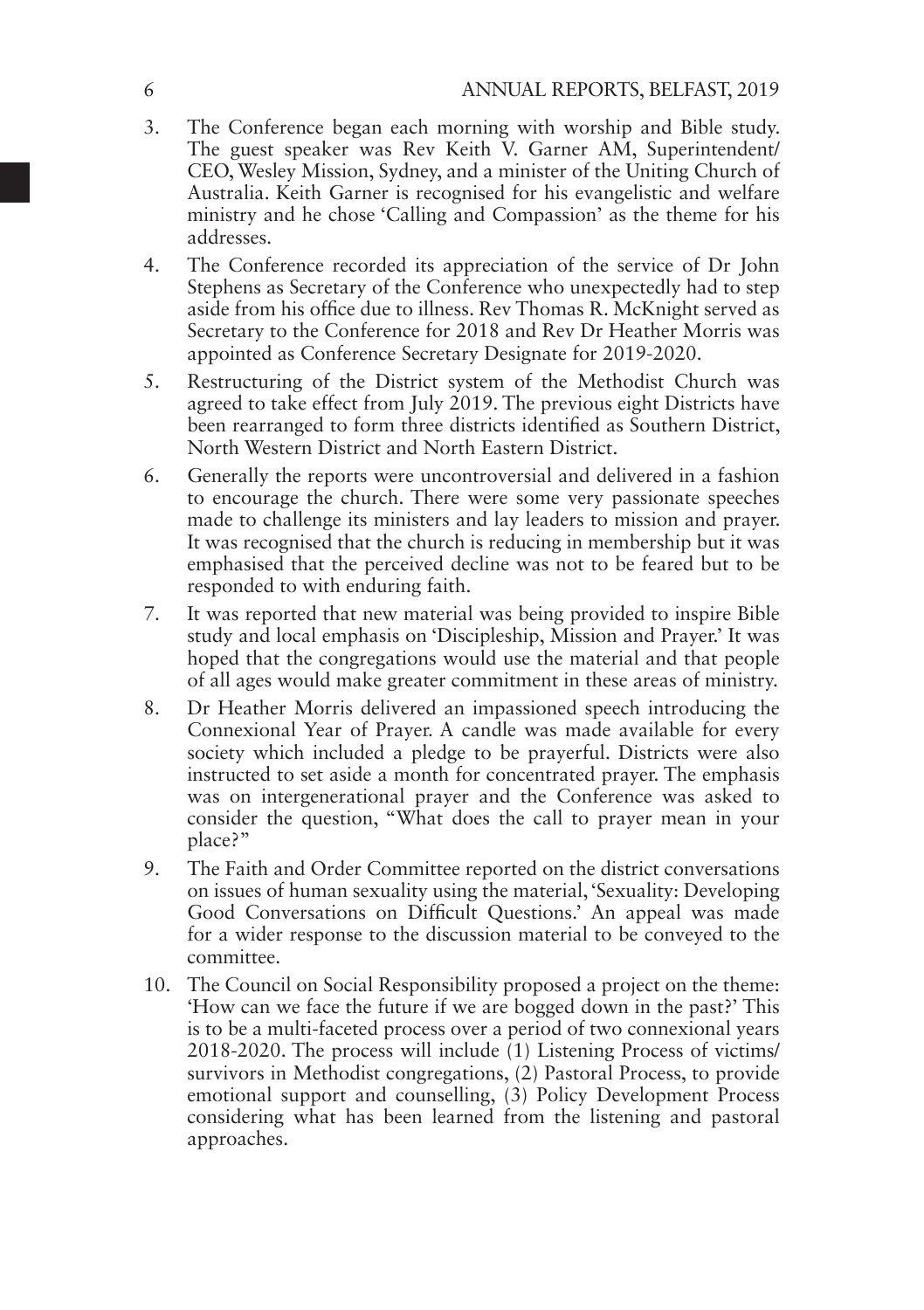3. The Conference began each morning with worship and Bible study. The guest speaker was Rev Keith V. Garner AM, Superintendent/CEO, Wesley Mission, Sydney, and a minister of the Uniting Church of Australia. Keith Garner is recognised for his evangelistic and welfare ministry and he chose 'Calling and Compassion' as the theme for his addresses.

4. The Conference recorded its appreciation of the service of Dr John Stephens as Secretary of the Conference who unexpectedly had to step aside from his office due to illness. Rev Thomas R. McKnight served as Secretary to the Conference for 2018 and Rev Dr Heather Morris was appointed as Conference Secretary Designate for 2019-2020.

5. Restructuring of the District system of the Methodist Church was agreed to take effect from July 2019. The previous eight Districts have been rearranged to form three districts identified as Southern District, North Western District and North Eastern District.

6. Generally the reports were uncontroversial and delivered in a fashion to encourage the church. There were some very passionate speeches made to challenge its ministers and lay leaders to mission and prayer. It was recognised that the church is reducing in membership but it was emphasised that the perceived decline was not to be feared but to be responded to with enduring faith.

7. It was reported that new material was being provided to inspire Bible study and local emphasis on 'Discipleship, Mission and Prayer.' It was hoped that the congregations would use the material and that people of all ages would make greater commitment in these areas of ministry.

8. Dr Heather Morris delivered an impassioned speech introducing the Connexional Year of Prayer. A candle was made available for every society which included a pledge to be prayerful. Districts were also instructed to set aside a month for concentrated prayer. The emphasis was on intergenerational prayer and the Conference was asked to consider the question, "What does the call to prayer mean in your place?"

9. The Faith and Order Committee reported on the district conversations on issues of human sexuality using the material, 'Sexuality: Developing Good Conversations on Difficult Questions.' An appeal was made for a wider response to the discussion material to be conveyed to the committee.

10. The Council on Social Responsibility proposed a project on the theme: 'How can we face the future if we are bogged down in the past?' This is to be a multi-faceted process over a period of two connexional years 2018-2020. The process will include (1) Listening Process of victims/survivors in Methodist congregations, (2) Pastoral Process, to provide emotional support and counselling, (3) Policy Development Process considering what has been learned from the listening and pastoral approaches.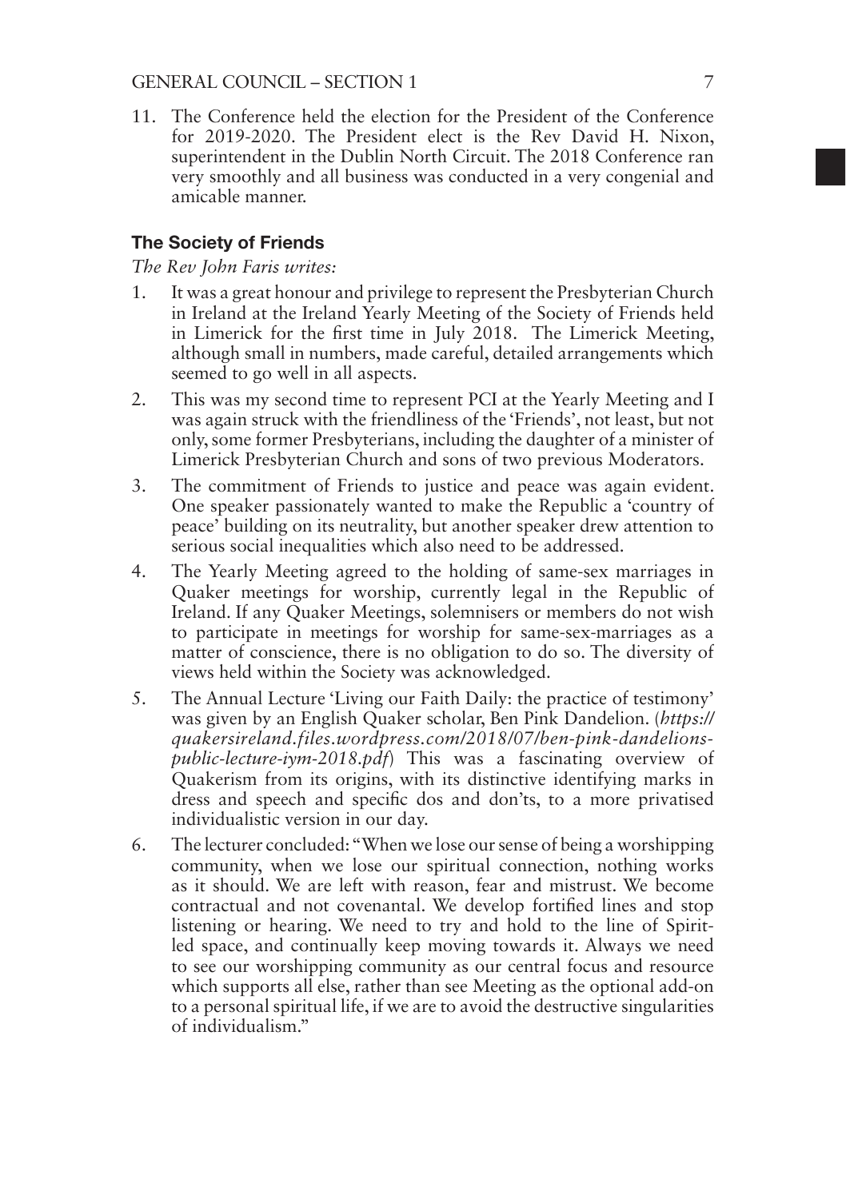11. The Conference held the election for the President of the Conference for 2019-2020. The President elect is the Rev David H. Nixon, superintendent in the Dublin North Circuit. The 2018 Conference ran very smoothly and all business was conducted in a very congenial and amicable manner.

### The Society of Friends

*The Rev John Faris writes:*

1. It was a great honour and privilege to represent the Presbyterian Church in Ireland at the Ireland Yearly Meeting of the Society of Friends held in Limerick for the first time in July 2018. The Limerick Meeting, although small in numbers, made careful, detailed arrangements which seemed to go well in all aspects.
2. This was my second time to represent PCI at the Yearly Meeting and I was again struck with the friendliness of the 'Friends', not least, but not only, some former Presbyterians, including the daughter of a minister of Limerick Presbyterian Church and sons of two previous Moderators.
3. The commitment of Friends to justice and peace was again evident. One speaker passionately wanted to make the Republic a 'country of peace' building on its neutrality, but another speaker drew attention to serious social inequalities which also need to be addressed.
4. The Yearly Meeting agreed to the holding of same-sex marriages in Quaker meetings for worship, currently legal in the Republic of Ireland. If any Quaker Meetings, solemnisers or members do not wish to participate in meetings for worship for same-sex-marriages as a matter of conscience, there is no obligation to do so. The diversity of views held within the Society was acknowledged.
5. The Annual Lecture 'Living our Faith Daily: the practice of testimony' was given by an English Quaker scholar, Ben Pink Dandelion. (*https://quakersireland.files.wordpress.com/2018/07/ben-pink-dandelions-public-lecture-iym-2018.pdf*) This was a fascinating overview of Quakerism from its origins, with its distinctive identifying marks in dress and speech and specific dos and don'ts, to a more privatised individualistic version in our day.
6. The lecturer concluded: "When we lose our sense of being a worshipping community, when we lose our spiritual connection, nothing works as it should. We are left with reason, fear and mistrust. We become contractual and not covenantal. We develop fortified lines and stop listening or hearing. We need to try and hold to the line of Spirit-led space, and continually keep moving towards it. Always we need to see our worshipping community as our central focus and resource which supports all else, rather than see Meeting as the optional add-on to a personal spiritual life, if we are to avoid the destructive singularities of individualism."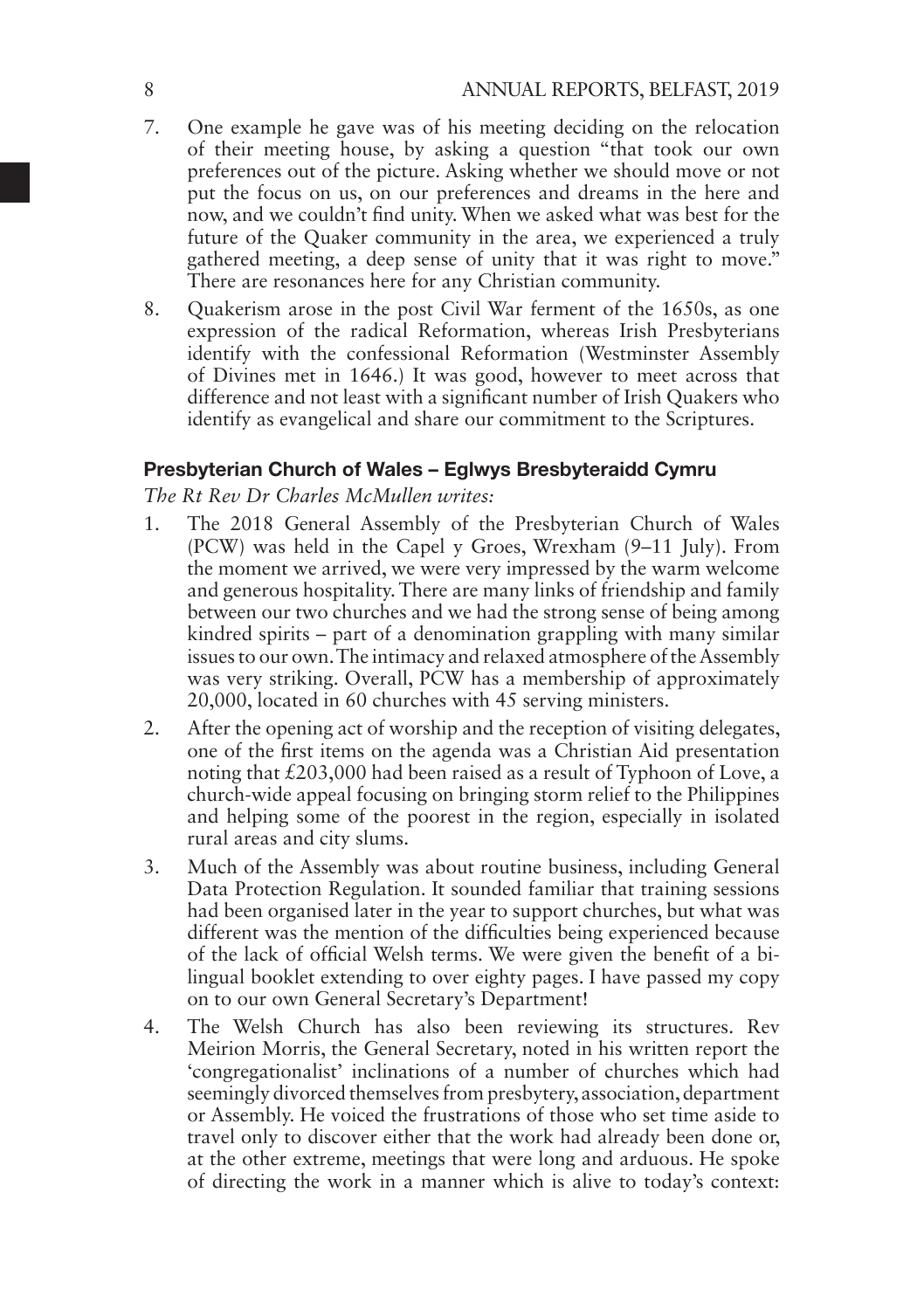7. One example he gave was of his meeting deciding on the relocation of their meeting house, by asking a question "that took our own preferences out of the picture. Asking whether we should move or not put the focus on us, on our preferences and dreams in the here and now, and we couldn't find unity. When we asked what was best for the future of the Quaker community in the area, we experienced a truly gathered meeting, a deep sense of unity that it was right to move." There are resonances here for any Christian community.

8. Quakerism arose in the post Civil War ferment of the 1650s, as one expression of the radical Reformation, whereas Irish Presbyterians identify with the confessional Reformation (Westminster Assembly of Divines met in 1646.) It was good, however to meet across that difference and not least with a significant number of Irish Quakers who identify as evangelical and share our commitment to the Scriptures.

### Presbyterian Church of Wales – Eglwys Bresbyteraidd Cymru

*The Rt Rev Dr Charles McMullen writes:*

1. The 2018 General Assembly of the Presbyterian Church of Wales (PCW) was held in the Capel y Groes, Wrexham (9–11 July). From the moment we arrived, we were very impressed by the warm welcome and generous hospitality. There are many links of friendship and family between our two churches and we had the strong sense of being among kindred spirits – part of a denomination grappling with many similar issues to our own. The intimacy and relaxed atmosphere of the Assembly was very striking. Overall, PCW has a membership of approximately 20,000, located in 60 churches with 45 serving ministers.

2. After the opening act of worship and the reception of visiting delegates, one of the first items on the agenda was a Christian Aid presentation noting that £203,000 had been raised as a result of Typhoon of Love, a church-wide appeal focusing on bringing storm relief to the Philippines and helping some of the poorest in the region, especially in isolated rural areas and city slums.

3. Much of the Assembly was about routine business, including General Data Protection Regulation. It sounded familiar that training sessions had been organised later in the year to support churches, but what was different was the mention of the difficulties being experienced because of the lack of official Welsh terms. We were given the benefit of a bi-lingual booklet extending to over eighty pages. I have passed my copy on to our own General Secretary's Department!

4. The Welsh Church has also been reviewing its structures. Rev Meirion Morris, the General Secretary, noted in his written report the 'congregationalist' inclinations of a number of churches which had seemingly divorced themselves from presbytery, association, department or Assembly. He voiced the frustrations of those who set time aside to travel only to discover either that the work had already been done or, at the other extreme, meetings that were long and arduous. He spoke of directing the work in a manner which is alive to today's context: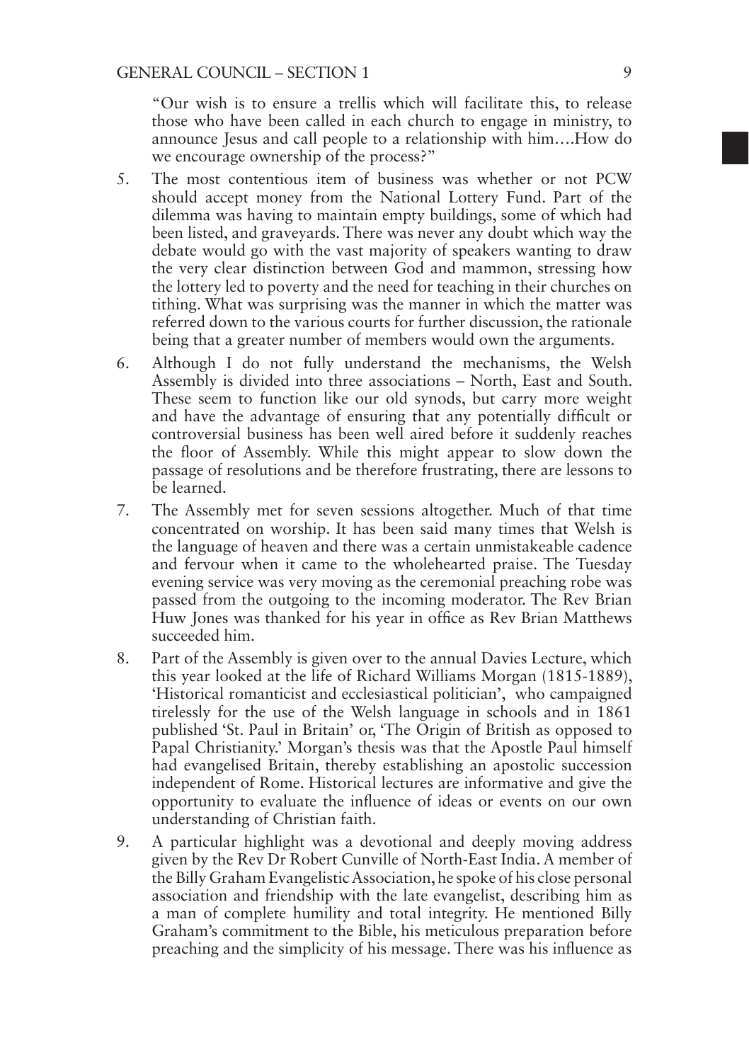"Our wish is to ensure a trellis which will facilitate this, to release those who have been called in each church to engage in ministry, to announce Jesus and call people to a relationship with him….How do we encourage ownership of the process?"

5. The most contentious item of business was whether or not PCW should accept money from the National Lottery Fund. Part of the dilemma was having to maintain empty buildings, some of which had been listed, and graveyards. There was never any doubt which way the debate would go with the vast majority of speakers wanting to draw the very clear distinction between God and mammon, stressing how the lottery led to poverty and the need for teaching in their churches on tithing. What was surprising was the manner in which the matter was referred down to the various courts for further discussion, the rationale being that a greater number of members would own the arguments.

6. Although I do not fully understand the mechanisms, the Welsh Assembly is divided into three associations – North, East and South. These seem to function like our old synods, but carry more weight and have the advantage of ensuring that any potentially difficult or controversial business has been well aired before it suddenly reaches the floor of Assembly. While this might appear to slow down the passage of resolutions and be therefore frustrating, there are lessons to be learned.

7. The Assembly met for seven sessions altogether. Much of that time concentrated on worship. It has been said many times that Welsh is the language of heaven and there was a certain unmistakeable cadence and fervour when it came to the wholehearted praise. The Tuesday evening service was very moving as the ceremonial preaching robe was passed from the outgoing to the incoming moderator. The Rev Brian Huw Jones was thanked for his year in office as Rev Brian Matthews succeeded him.

8. Part of the Assembly is given over to the annual Davies Lecture, which this year looked at the life of Richard Williams Morgan (1815-1889), 'Historical romanticist and ecclesiastical politician', who campaigned tirelessly for the use of the Welsh language in schools and in 1861 published 'St. Paul in Britain' or, 'The Origin of British as opposed to Papal Christianity.' Morgan's thesis was that the Apostle Paul himself had evangelised Britain, thereby establishing an apostolic succession independent of Rome. Historical lectures are informative and give the opportunity to evaluate the influence of ideas or events on our own understanding of Christian faith.

9. A particular highlight was a devotional and deeply moving address given by the Rev Dr Robert Cunville of North-East India. A member of the Billy Graham Evangelistic Association, he spoke of his close personal association and friendship with the late evangelist, describing him as a man of complete humility and total integrity. He mentioned Billy Graham's commitment to the Bible, his meticulous preparation before preaching and the simplicity of his message. There was his influence as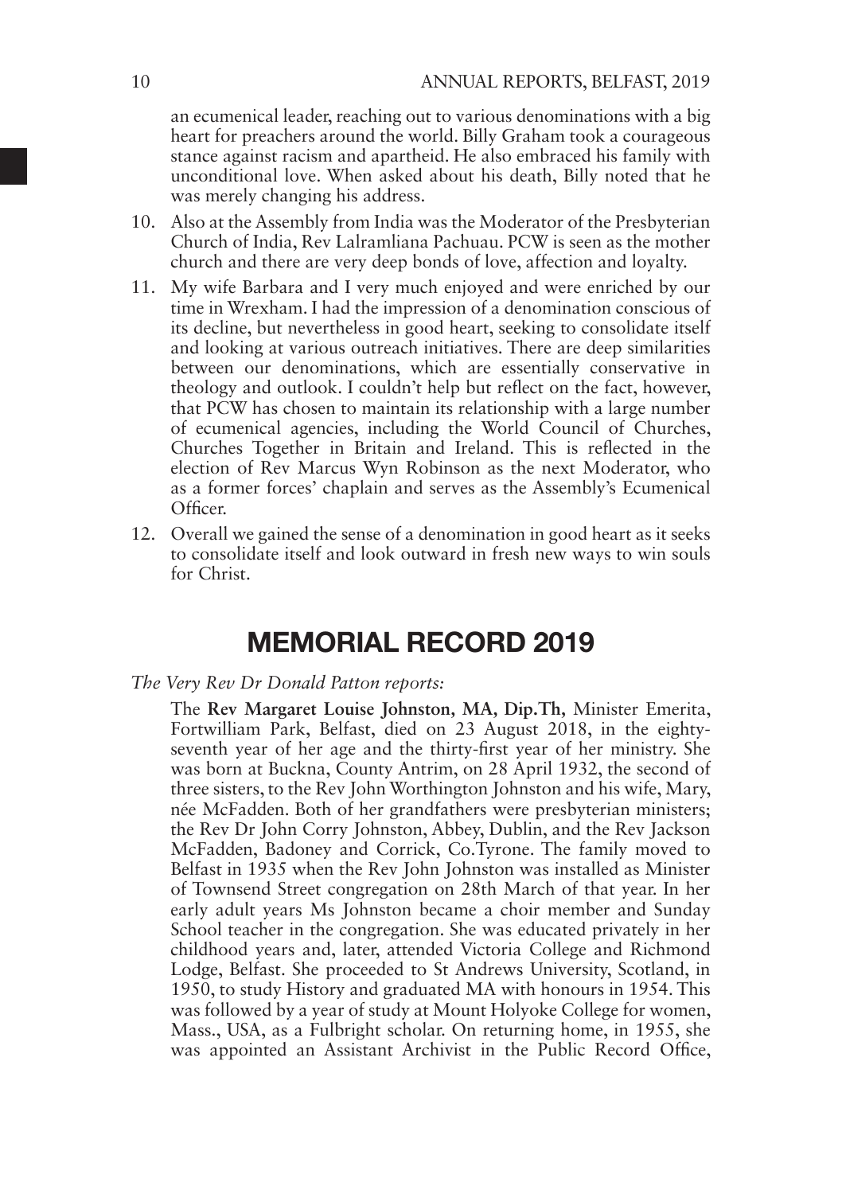an ecumenical leader, reaching out to various denominations with a big heart for preachers around the world. Billy Graham took a courageous stance against racism and apartheid. He also embraced his family with unconditional love. When asked about his death, Billy noted that he was merely changing his address.

10. Also at the Assembly from India was the Moderator of the Presbyterian Church of India, Rev Lalramliana Pachuau. PCW is seen as the mother church and there are very deep bonds of love, affection and loyalty.
11. My wife Barbara and I very much enjoyed and were enriched by our time in Wrexham. I had the impression of a denomination conscious of its decline, but nevertheless in good heart, seeking to consolidate itself and looking at various outreach initiatives. There are deep similarities between our denominations, which are essentially conservative in theology and outlook. I couldn't help but reflect on the fact, however, that PCW has chosen to maintain its relationship with a large number of ecumenical agencies, including the World Council of Churches, Churches Together in Britain and Ireland. This is reflected in the election of Rev Marcus Wyn Robinson as the next Moderator, who as a former forces' chaplain and serves as the Assembly's Ecumenical Officer.
12. Overall we gained the sense of a denomination in good heart as it seeks to consolidate itself and look outward in fresh new ways to win souls for Christ.

## MEMORIAL RECORD 2019

*The Very Rev Dr Donald Patton reports:*

The **Rev Margaret Louise Johnston, MA, Dip.Th,** Minister Emerita, Fortwilliam Park, Belfast, died on 23 August 2018, in the eighty-seventh year of her age and the thirty-first year of her ministry. She was born at Buckna, County Antrim, on 28 April 1932, the second of three sisters, to the Rev John Worthington Johnston and his wife, Mary, née McFadden. Both of her grandfathers were presbyterian ministers; the Rev Dr John Corry Johnston, Abbey, Dublin, and the Rev Jackson McFadden, Badoney and Corrick, Co.Tyrone. The family moved to Belfast in 1935 when the Rev John Johnston was installed as Minister of Townsend Street congregation on 28th March of that year. In her early adult years Ms Johnston became a choir member and Sunday School teacher in the congregation. She was educated privately in her childhood years and, later, attended Victoria College and Richmond Lodge, Belfast. She proceeded to St Andrews University, Scotland, in 1950, to study History and graduated MA with honours in 1954. This was followed by a year of study at Mount Holyoke College for women, Mass., USA, as a Fulbright scholar. On returning home, in 1955, she was appointed an Assistant Archivist in the Public Record Office,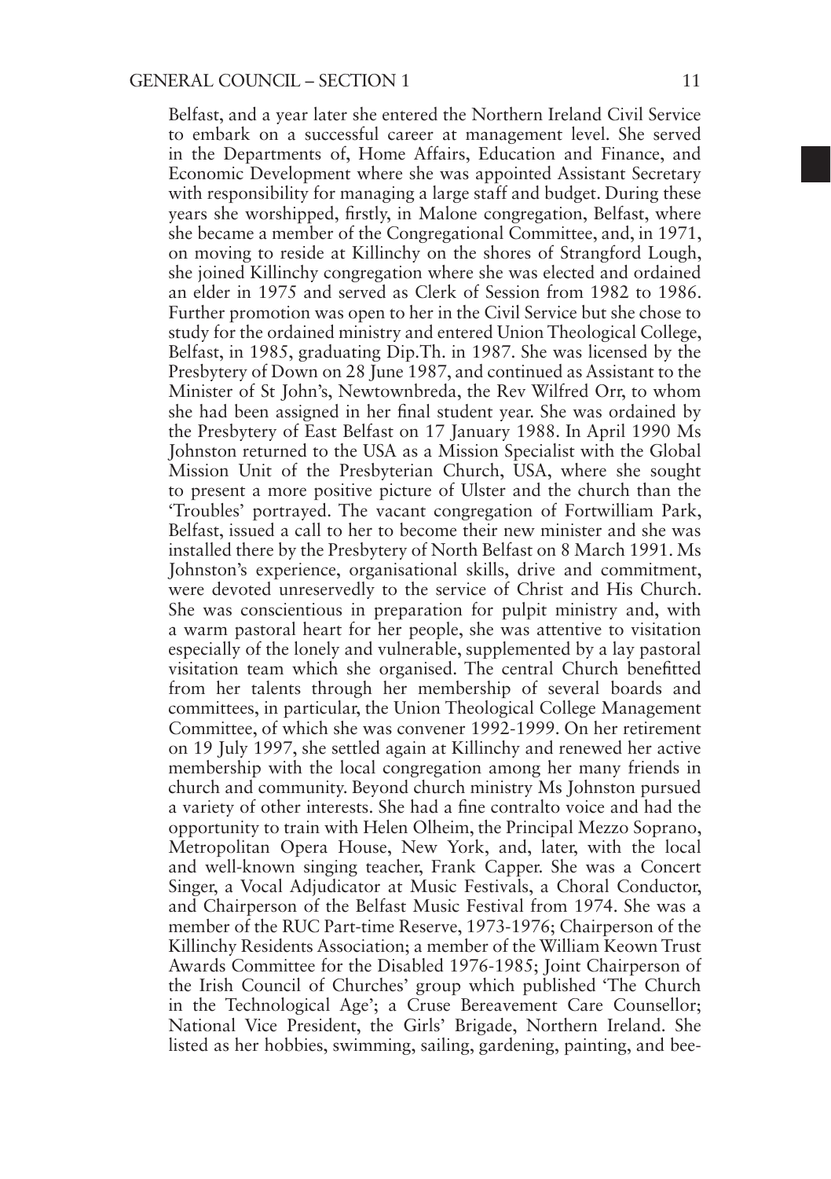Belfast, and a year later she entered the Northern Ireland Civil Service to embark on a successful career at management level. She served in the Departments of, Home Affairs, Education and Finance, and Economic Development where she was appointed Assistant Secretary with responsibility for managing a large staff and budget. During these years she worshipped, firstly, in Malone congregation, Belfast, where she became a member of the Congregational Committee, and, in 1971, on moving to reside at Killinchy on the shores of Strangford Lough, she joined Killinchy congregation where she was elected and ordained an elder in 1975 and served as Clerk of Session from 1982 to 1986. Further promotion was open to her in the Civil Service but she chose to study for the ordained ministry and entered Union Theological College, Belfast, in 1985, graduating Dip.Th. in 1987. She was licensed by the Presbytery of Down on 28 June 1987, and continued as Assistant to the Minister of St John's, Newtownbreda, the Rev Wilfred Orr, to whom she had been assigned in her final student year. She was ordained by the Presbytery of East Belfast on 17 January 1988. In April 1990 Ms Johnston returned to the USA as a Mission Specialist with the Global Mission Unit of the Presbyterian Church, USA, where she sought to present a more positive picture of Ulster and the church than the 'Troubles' portrayed. The vacant congregation of Fortwilliam Park, Belfast, issued a call to her to become their new minister and she was installed there by the Presbytery of North Belfast on 8 March 1991. Ms Johnston's experience, organisational skills, drive and commitment, were devoted unreservedly to the service of Christ and His Church. She was conscientious in preparation for pulpit ministry and, with a warm pastoral heart for her people, she was attentive to visitation especially of the lonely and vulnerable, supplemented by a lay pastoral visitation team which she organised. The central Church benefitted from her talents through her membership of several boards and committees, in particular, the Union Theological College Management Committee, of which she was convener 1992-1999. On her retirement on 19 July 1997, she settled again at Killinchy and renewed her active membership with the local congregation among her many friends in church and community. Beyond church ministry Ms Johnston pursued a variety of other interests. She had a fine contralto voice and had the opportunity to train with Helen Olheim, the Principal Mezzo Soprano, Metropolitan Opera House, New York, and, later, with the local and well-known singing teacher, Frank Capper. She was a Concert Singer, a Vocal Adjudicator at Music Festivals, a Choral Conductor, and Chairperson of the Belfast Music Festival from 1974. She was a member of the RUC Part-time Reserve, 1973-1976; Chairperson of the Killinchy Residents Association; a member of the William Keown Trust Awards Committee for the Disabled 1976-1985; Joint Chairperson of the Irish Council of Churches' group which published 'The Church in the Technological Age'; a Cruse Bereavement Care Counsellor; National Vice President, the Girls' Brigade, Northern Ireland. She listed as her hobbies, swimming, sailing, gardening, painting, and bee-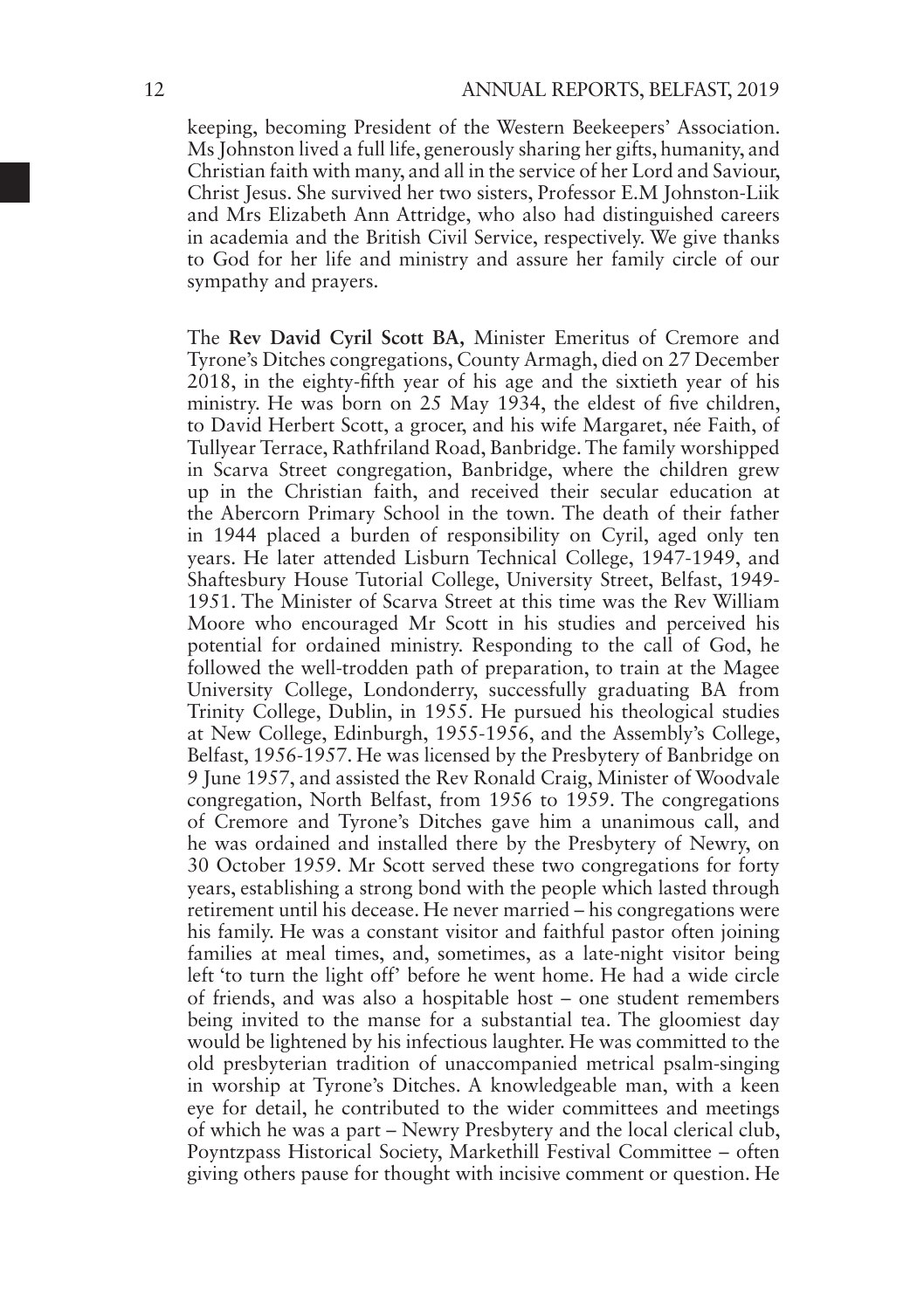keeping, becoming President of the Western Beekeepers' Association. Ms Johnston lived a full life, generously sharing her gifts, humanity, and Christian faith with many, and all in the service of her Lord and Saviour, Christ Jesus. She survived her two sisters, Professor E.M Johnston-Liik and Mrs Elizabeth Ann Attridge, who also had distinguished careers in academia and the British Civil Service, respectively. We give thanks to God for her life and ministry and assure her family circle of our sympathy and prayers.

The **Rev David Cyril Scott BA,** Minister Emeritus of Cremore and Tyrone's Ditches congregations, County Armagh, died on 27 December 2018, in the eighty-fifth year of his age and the sixtieth year of his ministry. He was born on 25 May 1934, the eldest of five children, to David Herbert Scott, a grocer, and his wife Margaret, née Faith, of Tullyear Terrace, Rathfriland Road, Banbridge. The family worshipped in Scarva Street congregation, Banbridge, where the children grew up in the Christian faith, and received their secular education at the Abercorn Primary School in the town. The death of their father in 1944 placed a burden of responsibility on Cyril, aged only ten years. He later attended Lisburn Technical College, 1947-1949, and Shaftesbury House Tutorial College, University Street, Belfast, 1949-1951. The Minister of Scarva Street at this time was the Rev William Moore who encouraged Mr Scott in his studies and perceived his potential for ordained ministry. Responding to the call of God, he followed the well-trodden path of preparation, to train at the Magee University College, Londonderry, successfully graduating BA from Trinity College, Dublin, in 1955. He pursued his theological studies at New College, Edinburgh, 1955-1956, and the Assembly's College, Belfast, 1956-1957. He was licensed by the Presbytery of Banbridge on 9 June 1957, and assisted the Rev Ronald Craig, Minister of Woodvale congregation, North Belfast, from 1956 to 1959. The congregations of Cremore and Tyrone's Ditches gave him a unanimous call, and he was ordained and installed there by the Presbytery of Newry, on 30 October 1959. Mr Scott served these two congregations for forty years, establishing a strong bond with the people which lasted through retirement until his decease. He never married – his congregations were his family. He was a constant visitor and faithful pastor often joining families at meal times, and, sometimes, as a late-night visitor being left 'to turn the light off' before he went home. He had a wide circle of friends, and was also a hospitable host – one student remembers being invited to the manse for a substantial tea. The gloomiest day would be lightened by his infectious laughter. He was committed to the old presbyterian tradition of unaccompanied metrical psalm-singing in worship at Tyrone's Ditches. A knowledgeable man, with a keen eye for detail, he contributed to the wider committees and meetings of which he was a part – Newry Presbytery and the local clerical club, Poyntzpass Historical Society, Markethill Festival Committee – often giving others pause for thought with incisive comment or question. He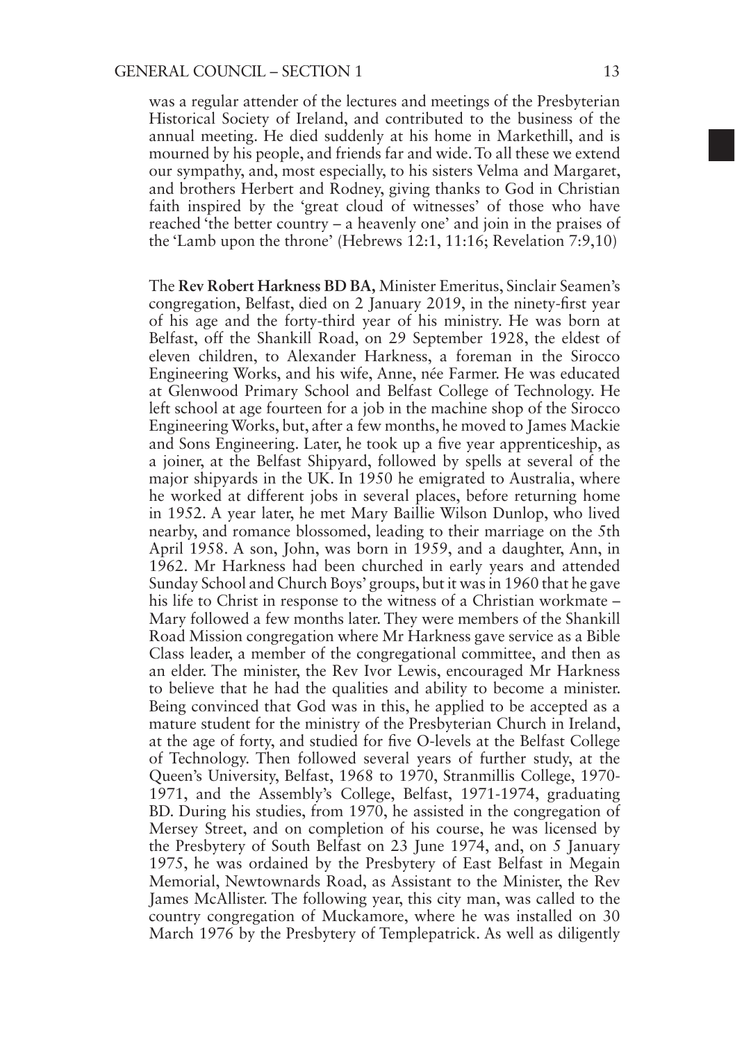was a regular attender of the lectures and meetings of the Presbyterian Historical Society of Ireland, and contributed to the business of the annual meeting. He died suddenly at his home in Markethill, and is mourned by his people, and friends far and wide. To all these we extend our sympathy, and, most especially, to his sisters Velma and Margaret, and brothers Herbert and Rodney, giving thanks to God in Christian faith inspired by the 'great cloud of witnesses' of those who have reached 'the better country – a heavenly one' and join in the praises of the 'Lamb upon the throne' (Hebrews 12:1, 11:16; Revelation 7:9,10)

The **Rev Robert Harkness BD BA,** Minister Emeritus, Sinclair Seamen's congregation, Belfast, died on 2 January 2019, in the ninety-first year of his age and the forty-third year of his ministry. He was born at Belfast, off the Shankill Road, on 29 September 1928, the eldest of eleven children, to Alexander Harkness, a foreman in the Sirocco Engineering Works, and his wife, Anne, née Farmer. He was educated at Glenwood Primary School and Belfast College of Technology. He left school at age fourteen for a job in the machine shop of the Sirocco Engineering Works, but, after a few months, he moved to James Mackie and Sons Engineering. Later, he took up a five year apprenticeship, as a joiner, at the Belfast Shipyard, followed by spells at several of the major shipyards in the UK. In 1950 he emigrated to Australia, where he worked at different jobs in several places, before returning home in 1952. A year later, he met Mary Baillie Wilson Dunlop, who lived nearby, and romance blossomed, leading to their marriage on the 5th April 1958. A son, John, was born in 1959, and a daughter, Ann, in 1962. Mr Harkness had been churched in early years and attended Sunday School and Church Boys' groups, but it was in 1960 that he gave his life to Christ in response to the witness of a Christian workmate – Mary followed a few months later. They were members of the Shankill Road Mission congregation where Mr Harkness gave service as a Bible Class leader, a member of the congregational committee, and then as an elder. The minister, the Rev Ivor Lewis, encouraged Mr Harkness to believe that he had the qualities and ability to become a minister. Being convinced that God was in this, he applied to be accepted as a mature student for the ministry of the Presbyterian Church in Ireland, at the age of forty, and studied for five O-levels at the Belfast College of Technology. Then followed several years of further study, at the Queen's University, Belfast, 1968 to 1970, Stranmillis College, 1970-1971, and the Assembly's College, Belfast, 1971-1974, graduating BD. During his studies, from 1970, he assisted in the congregation of Mersey Street, and on completion of his course, he was licensed by the Presbytery of South Belfast on 23 June 1974, and, on 5 January 1975, he was ordained by the Presbytery of East Belfast in Megain Memorial, Newtownards Road, as Assistant to the Minister, the Rev James McAllister. The following year, this city man, was called to the country congregation of Muckamore, where he was installed on 30 March 1976 by the Presbytery of Templepatrick. As well as diligently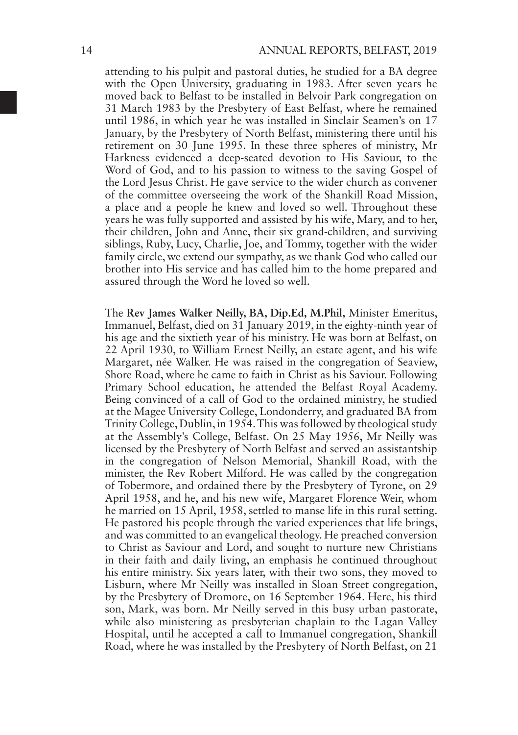attending to his pulpit and pastoral duties, he studied for a BA degree with the Open University, graduating in 1983. After seven years he moved back to Belfast to be installed in Belvoir Park congregation on 31 March 1983 by the Presbytery of East Belfast, where he remained until 1986, in which year he was installed in Sinclair Seamen's on 17 January, by the Presbytery of North Belfast, ministering there until his retirement on 30 June 1995. In these three spheres of ministry, Mr Harkness evidenced a deep-seated devotion to His Saviour, to the Word of God, and to his passion to witness to the saving Gospel of the Lord Jesus Christ. He gave service to the wider church as convener of the committee overseeing the work of the Shankill Road Mission, a place and a people he knew and loved so well. Throughout these years he was fully supported and assisted by his wife, Mary, and to her, their children, John and Anne, their six grand-children, and surviving siblings, Ruby, Lucy, Charlie, Joe, and Tommy, together with the wider family circle, we extend our sympathy, as we thank God who called our brother into His service and has called him to the home prepared and assured through the Word he loved so well.

The **Rev James Walker Neilly, BA, Dip.Ed, M.Phil,** Minister Emeritus, Immanuel, Belfast, died on 31 January 2019, in the eighty-ninth year of his age and the sixtieth year of his ministry. He was born at Belfast, on 22 April 1930, to William Ernest Neilly, an estate agent, and his wife Margaret, née Walker. He was raised in the congregation of Seaview, Shore Road, where he came to faith in Christ as his Saviour. Following Primary School education, he attended the Belfast Royal Academy. Being convinced of a call of God to the ordained ministry, he studied at the Magee University College, Londonderry, and graduated BA from Trinity College, Dublin, in 1954. This was followed by theological study at the Assembly's College, Belfast. On 25 May 1956, Mr Neilly was licensed by the Presbytery of North Belfast and served an assistantship in the congregation of Nelson Memorial, Shankill Road, with the minister, the Rev Robert Milford. He was called by the congregation of Tobermore, and ordained there by the Presbytery of Tyrone, on 29 April 1958, and he, and his new wife, Margaret Florence Weir, whom he married on 15 April, 1958, settled to manse life in this rural setting. He pastored his people through the varied experiences that life brings, and was committed to an evangelical theology. He preached conversion to Christ as Saviour and Lord, and sought to nurture new Christians in their faith and daily living, an emphasis he continued throughout his entire ministry. Six years later, with their two sons, they moved to Lisburn, where Mr Neilly was installed in Sloan Street congregation, by the Presbytery of Dromore, on 16 September 1964. Here, his third son, Mark, was born. Mr Neilly served in this busy urban pastorate, while also ministering as presbyterian chaplain to the Lagan Valley Hospital, until he accepted a call to Immanuel congregation, Shankill Road, where he was installed by the Presbytery of North Belfast, on 21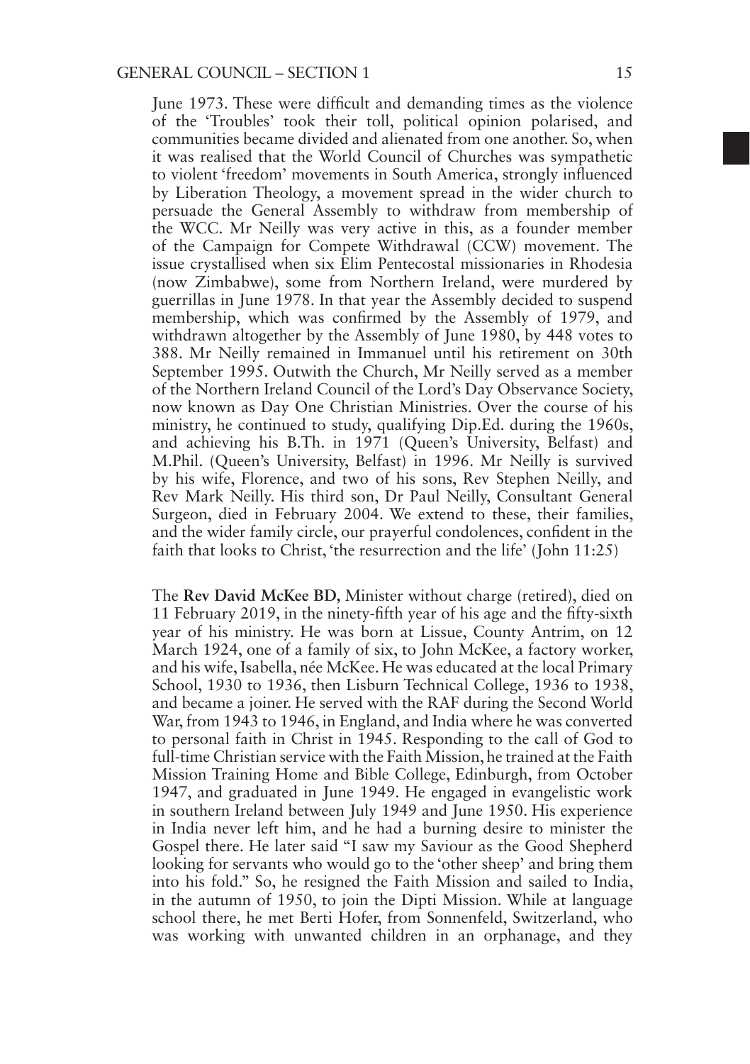June 1973. These were difficult and demanding times as the violence of the 'Troubles' took their toll, political opinion polarised, and communities became divided and alienated from one another. So, when it was realised that the World Council of Churches was sympathetic to violent 'freedom' movements in South America, strongly influenced by Liberation Theology, a movement spread in the wider church to persuade the General Assembly to withdraw from membership of the WCC. Mr Neilly was very active in this, as a founder member of the Campaign for Compete Withdrawal (CCW) movement. The issue crystallised when six Elim Pentecostal missionaries in Rhodesia (now Zimbabwe), some from Northern Ireland, were murdered by guerrillas in June 1978. In that year the Assembly decided to suspend membership, which was confirmed by the Assembly of 1979, and withdrawn altogether by the Assembly of June 1980, by 448 votes to 388. Mr Neilly remained in Immanuel until his retirement on 30th September 1995. Outwith the Church, Mr Neilly served as a member of the Northern Ireland Council of the Lord's Day Observance Society, now known as Day One Christian Ministries. Over the course of his ministry, he continued to study, qualifying Dip.Ed. during the 1960s, and achieving his B.Th. in 1971 (Queen's University, Belfast) and M.Phil. (Queen's University, Belfast) in 1996. Mr Neilly is survived by his wife, Florence, and two of his sons, Rev Stephen Neilly, and Rev Mark Neilly. His third son, Dr Paul Neilly, Consultant General Surgeon, died in February 2004. We extend to these, their families, and the wider family circle, our prayerful condolences, confident in the faith that looks to Christ, 'the resurrection and the life' (John 11:25)

The **Rev David McKee BD,** Minister without charge (retired), died on 11 February 2019, in the ninety-fifth year of his age and the fifty-sixth year of his ministry. He was born at Lissue, County Antrim, on 12 March 1924, one of a family of six, to John McKee, a factory worker, and his wife, Isabella, née McKee. He was educated at the local Primary School, 1930 to 1936, then Lisburn Technical College, 1936 to 1938, and became a joiner. He served with the RAF during the Second World War, from 1943 to 1946, in England, and India where he was converted to personal faith in Christ in 1945. Responding to the call of God to full-time Christian service with the Faith Mission, he trained at the Faith Mission Training Home and Bible College, Edinburgh, from October 1947, and graduated in June 1949. He engaged in evangelistic work in southern Ireland between July 1949 and June 1950. His experience in India never left him, and he had a burning desire to minister the Gospel there. He later said "I saw my Saviour as the Good Shepherd looking for servants who would go to the 'other sheep' and bring them into his fold." So, he resigned the Faith Mission and sailed to India, in the autumn of 1950, to join the Dipti Mission. While at language school there, he met Berti Hofer, from Sonnenfeld, Switzerland, who was working with unwanted children in an orphanage, and they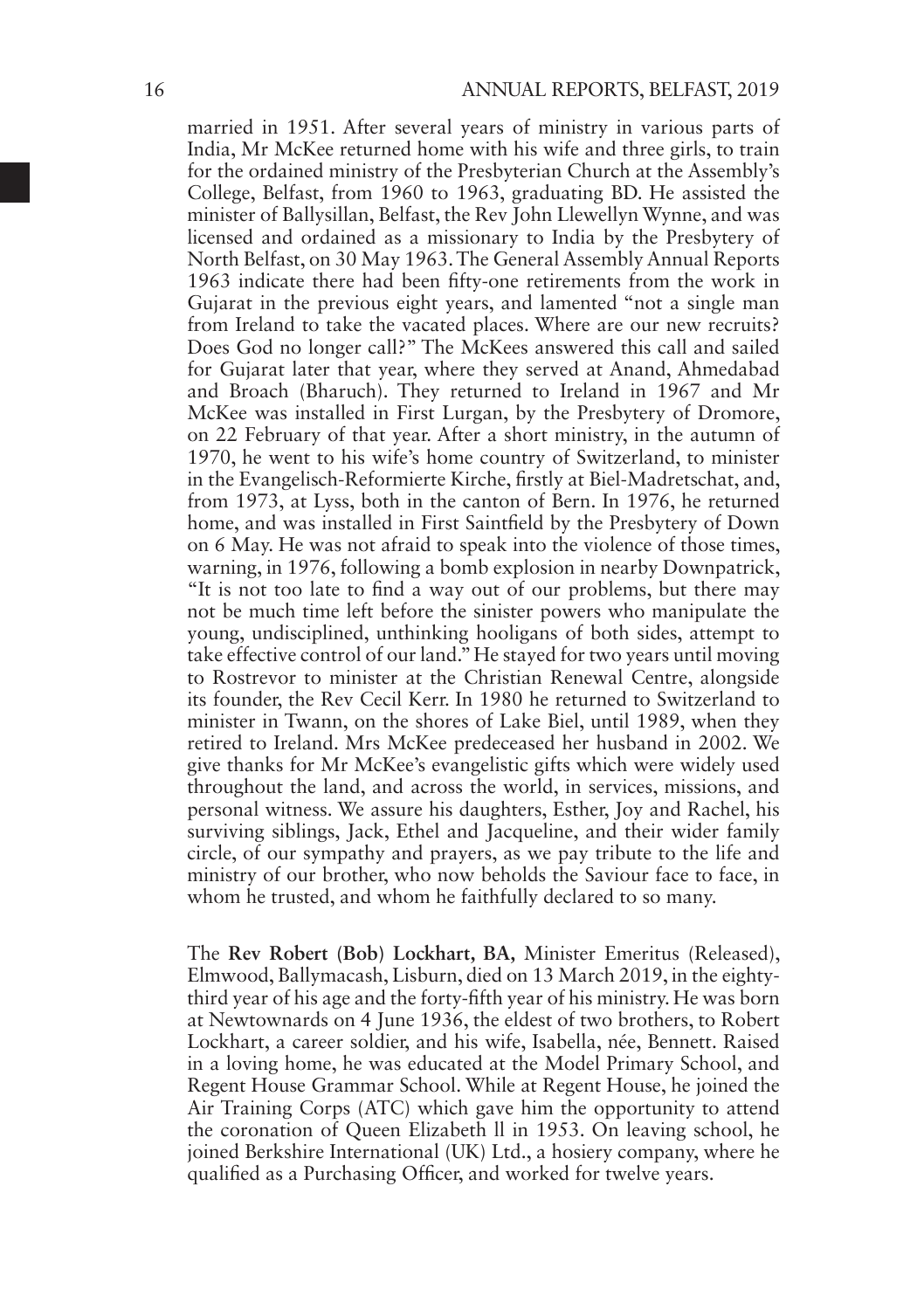married in 1951. After several years of ministry in various parts of India, Mr McKee returned home with his wife and three girls, to train for the ordained ministry of the Presbyterian Church at the Assembly's College, Belfast, from 1960 to 1963, graduating BD. He assisted the minister of Ballysillan, Belfast, the Rev John Llewellyn Wynne, and was licensed and ordained as a missionary to India by the Presbytery of North Belfast, on 30 May 1963. The General Assembly Annual Reports 1963 indicate there had been fifty-one retirements from the work in Gujarat in the previous eight years, and lamented "not a single man from Ireland to take the vacated places. Where are our new recruits? Does God no longer call?" The McKees answered this call and sailed for Gujarat later that year, where they served at Anand, Ahmedabad and Broach (Bharuch). They returned to Ireland in 1967 and Mr McKee was installed in First Lurgan, by the Presbytery of Dromore, on 22 February of that year. After a short ministry, in the autumn of 1970, he went to his wife's home country of Switzerland, to minister in the Evangelisch-Reformierte Kirche, firstly at Biel-Madretschat, and, from 1973, at Lyss, both in the canton of Bern. In 1976, he returned home, and was installed in First Saintfield by the Presbytery of Down on 6 May. He was not afraid to speak into the violence of those times, warning, in 1976, following a bomb explosion in nearby Downpatrick, "It is not too late to find a way out of our problems, but there may not be much time left before the sinister powers who manipulate the young, undisciplined, unthinking hooligans of both sides, attempt to take effective control of our land." He stayed for two years until moving to Rostrevor to minister at the Christian Renewal Centre, alongside its founder, the Rev Cecil Kerr. In 1980 he returned to Switzerland to minister in Twann, on the shores of Lake Biel, until 1989, when they retired to Ireland. Mrs McKee predeceased her husband in 2002. We give thanks for Mr McKee's evangelistic gifts which were widely used throughout the land, and across the world, in services, missions, and personal witness. We assure his daughters, Esther, Joy and Rachel, his surviving siblings, Jack, Ethel and Jacqueline, and their wider family circle, of our sympathy and prayers, as we pay tribute to the life and ministry of our brother, who now beholds the Saviour face to face, in whom he trusted, and whom he faithfully declared to so many.

The **Rev Robert (Bob) Lockhart, BA,** Minister Emeritus (Released), Elmwood, Ballymacash, Lisburn, died on 13 March 2019, in the eighty-third year of his age and the forty-fifth year of his ministry. He was born at Newtownards on 4 June 1936, the eldest of two brothers, to Robert Lockhart, a career soldier, and his wife, Isabella, née, Bennett. Raised in a loving home, he was educated at the Model Primary School, and Regent House Grammar School. While at Regent House, he joined the Air Training Corps (ATC) which gave him the opportunity to attend the coronation of Queen Elizabeth ll in 1953. On leaving school, he joined Berkshire International (UK) Ltd., a hosiery company, where he qualified as a Purchasing Officer, and worked for twelve years.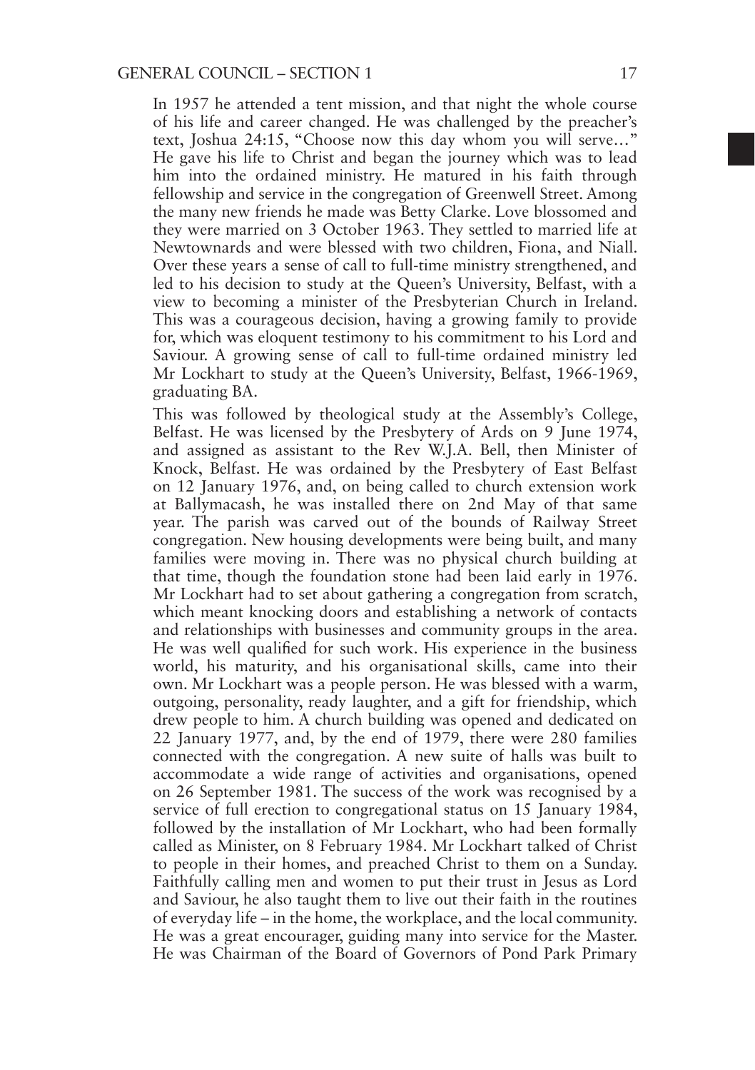In 1957 he attended a tent mission, and that night the whole course of his life and career changed. He was challenged by the preacher's text, Joshua 24:15, "Choose now this day whom you will serve…" He gave his life to Christ and began the journey which was to lead him into the ordained ministry. He matured in his faith through fellowship and service in the congregation of Greenwell Street. Among the many new friends he made was Betty Clarke. Love blossomed and they were married on 3 October 1963. They settled to married life at Newtownards and were blessed with two children, Fiona, and Niall. Over these years a sense of call to full-time ministry strengthened, and led to his decision to study at the Queen's University, Belfast, with a view to becoming a minister of the Presbyterian Church in Ireland. This was a courageous decision, having a growing family to provide for, which was eloquent testimony to his commitment to his Lord and Saviour. A growing sense of call to full-time ordained ministry led Mr Lockhart to study at the Queen's University, Belfast, 1966-1969, graduating BA.

This was followed by theological study at the Assembly's College, Belfast. He was licensed by the Presbytery of Ards on 9 June 1974, and assigned as assistant to the Rev W.J.A. Bell, then Minister of Knock, Belfast. He was ordained by the Presbytery of East Belfast on 12 January 1976, and, on being called to church extension work at Ballymacash, he was installed there on 2nd May of that same year. The parish was carved out of the bounds of Railway Street congregation. New housing developments were being built, and many families were moving in. There was no physical church building at that time, though the foundation stone had been laid early in 1976. Mr Lockhart had to set about gathering a congregation from scratch, which meant knocking doors and establishing a network of contacts and relationships with businesses and community groups in the area. He was well qualified for such work. His experience in the business world, his maturity, and his organisational skills, came into their own. Mr Lockhart was a people person. He was blessed with a warm, outgoing, personality, ready laughter, and a gift for friendship, which drew people to him. A church building was opened and dedicated on 22 January 1977, and, by the end of 1979, there were 280 families connected with the congregation. A new suite of halls was built to accommodate a wide range of activities and organisations, opened on 26 September 1981. The success of the work was recognised by a service of full erection to congregational status on 15 January 1984, followed by the installation of Mr Lockhart, who had been formally called as Minister, on 8 February 1984. Mr Lockhart talked of Christ to people in their homes, and preached Christ to them on a Sunday. Faithfully calling men and women to put their trust in Jesus as Lord and Saviour, he also taught them to live out their faith in the routines of everyday life – in the home, the workplace, and the local community. He was a great encourager, guiding many into service for the Master. He was Chairman of the Board of Governors of Pond Park Primary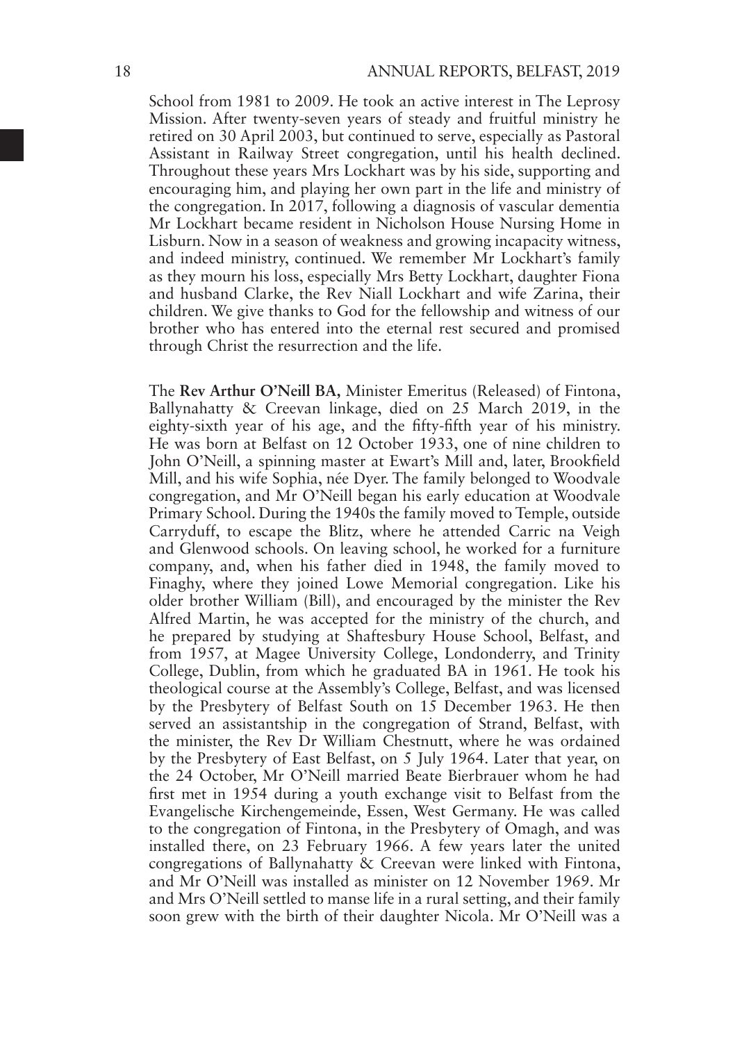School from 1981 to 2009. He took an active interest in The Leprosy Mission. After twenty-seven years of steady and fruitful ministry he retired on 30 April 2003, but continued to serve, especially as Pastoral Assistant in Railway Street congregation, until his health declined. Throughout these years Mrs Lockhart was by his side, supporting and encouraging him, and playing her own part in the life and ministry of the congregation. In 2017, following a diagnosis of vascular dementia Mr Lockhart became resident in Nicholson House Nursing Home in Lisburn. Now in a season of weakness and growing incapacity witness, and indeed ministry, continued. We remember Mr Lockhart's family as they mourn his loss, especially Mrs Betty Lockhart, daughter Fiona and husband Clarke, the Rev Niall Lockhart and wife Zarina, their children. We give thanks to God for the fellowship and witness of our brother who has entered into the eternal rest secured and promised through Christ the resurrection and the life.

The **Rev Arthur O'Neill BA,** Minister Emeritus (Released) of Fintona, Ballynahatty & Creevan linkage, died on 25 March 2019, in the eighty-sixth year of his age, and the fifty-fifth year of his ministry. He was born at Belfast on 12 October 1933, one of nine children to John O'Neill, a spinning master at Ewart's Mill and, later, Brookfield Mill, and his wife Sophia, née Dyer. The family belonged to Woodvale congregation, and Mr O'Neill began his early education at Woodvale Primary School. During the 1940s the family moved to Temple, outside Carryduff, to escape the Blitz, where he attended Carric na Veigh and Glenwood schools. On leaving school, he worked for a furniture company, and, when his father died in 1948, the family moved to Finaghy, where they joined Lowe Memorial congregation. Like his older brother William (Bill), and encouraged by the minister the Rev Alfred Martin, he was accepted for the ministry of the church, and he prepared by studying at Shaftesbury House School, Belfast, and from 1957, at Magee University College, Londonderry, and Trinity College, Dublin, from which he graduated BA in 1961. He took his theological course at the Assembly's College, Belfast, and was licensed by the Presbytery of Belfast South on 15 December 1963. He then served an assistantship in the congregation of Strand, Belfast, with the minister, the Rev Dr William Chestnutt, where he was ordained by the Presbytery of East Belfast, on 5 July 1964. Later that year, on the 24 October, Mr O'Neill married Beate Bierbrauer whom he had first met in 1954 during a youth exchange visit to Belfast from the Evangelische Kirchengemeinde, Essen, West Germany. He was called to the congregation of Fintona, in the Presbytery of Omagh, and was installed there, on 23 February 1966. A few years later the united congregations of Ballynahatty & Creevan were linked with Fintona, and Mr O'Neill was installed as minister on 12 November 1969. Mr and Mrs O'Neill settled to manse life in a rural setting, and their family soon grew with the birth of their daughter Nicola. Mr O'Neill was a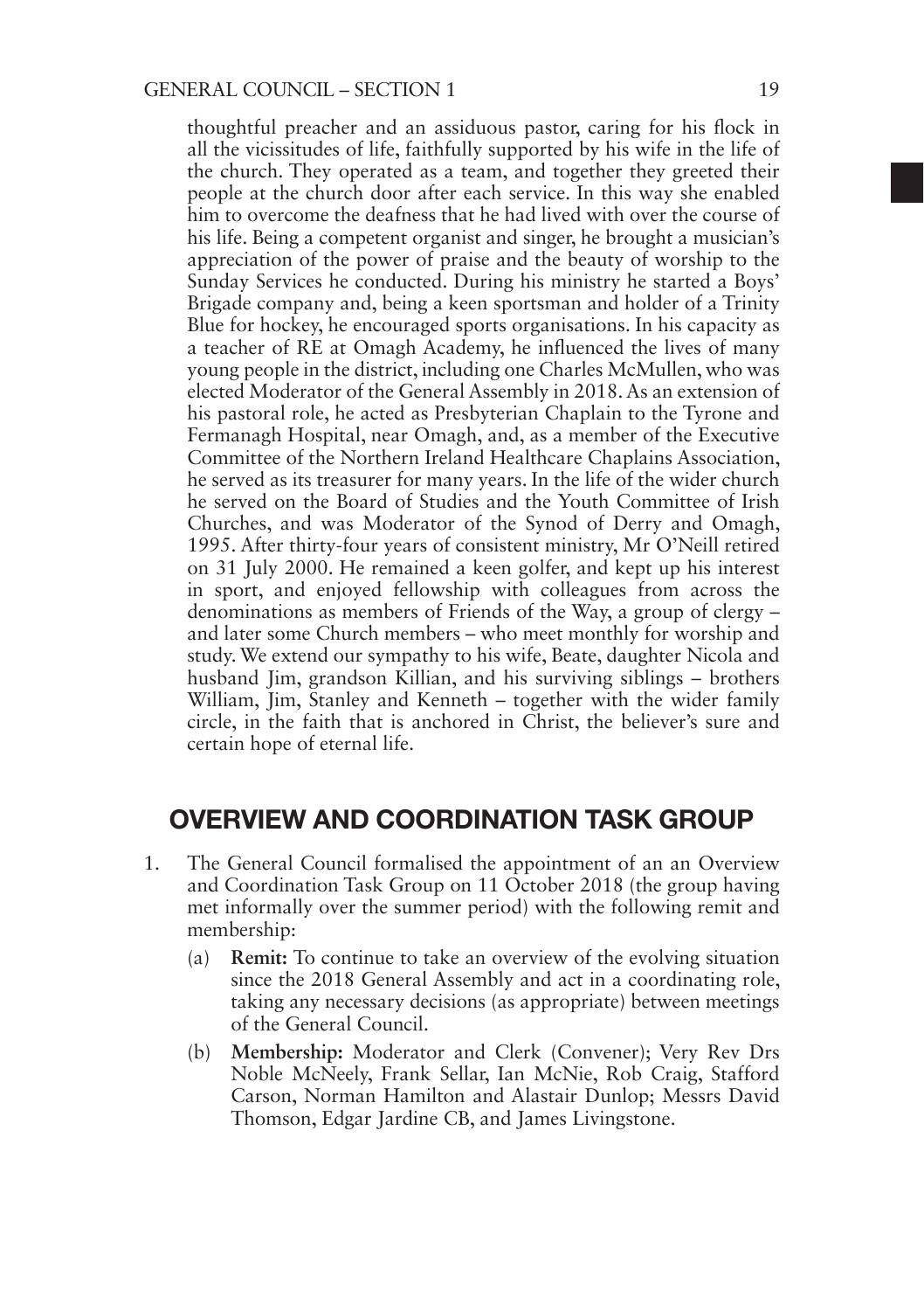thoughtful preacher and an assiduous pastor, caring for his flock in all the vicissitudes of life, faithfully supported by his wife in the life of the church. They operated as a team, and together they greeted their people at the church door after each service. In this way she enabled him to overcome the deafness that he had lived with over the course of his life. Being a competent organist and singer, he brought a musician's appreciation of the power of praise and the beauty of worship to the Sunday Services he conducted. During his ministry he started a Boys' Brigade company and, being a keen sportsman and holder of a Trinity Blue for hockey, he encouraged sports organisations. In his capacity as a teacher of RE at Omagh Academy, he influenced the lives of many young people in the district, including one Charles McMullen, who was elected Moderator of the General Assembly in 2018. As an extension of his pastoral role, he acted as Presbyterian Chaplain to the Tyrone and Fermanagh Hospital, near Omagh, and, as a member of the Executive Committee of the Northern Ireland Healthcare Chaplains Association, he served as its treasurer for many years. In the life of the wider church he served on the Board of Studies and the Youth Committee of Irish Churches, and was Moderator of the Synod of Derry and Omagh, 1995. After thirty-four years of consistent ministry, Mr O'Neill retired on 31 July 2000. He remained a keen golfer, and kept up his interest in sport, and enjoyed fellowship with colleagues from across the denominations as members of Friends of the Way, a group of clergy – and later some Church members – who meet monthly for worship and study. We extend our sympathy to his wife, Beate, daughter Nicola and husband Jim, grandson Killian, and his surviving siblings – brothers William, Jim, Stanley and Kenneth – together with the wider family circle, in the faith that is anchored in Christ, the believer's sure and certain hope of eternal life.

## OVERVIEW AND COORDINATION TASK GROUP

1. The General Council formalised the appointment of an an Overview and Coordination Task Group on 11 October 2018 (the group having met informally over the summer period) with the following remit and membership:
   (a) **Remit:** To continue to take an overview of the evolving situation since the 2018 General Assembly and act in a coordinating role, taking any necessary decisions (as appropriate) between meetings of the General Council.
   (b) **Membership:** Moderator and Clerk (Convener); Very Rev Drs Noble McNeely, Frank Sellar, Ian McNie, Rob Craig, Stafford Carson, Norman Hamilton and Alastair Dunlop; Messrs David Thomson, Edgar Jardine CB, and James Livingstone.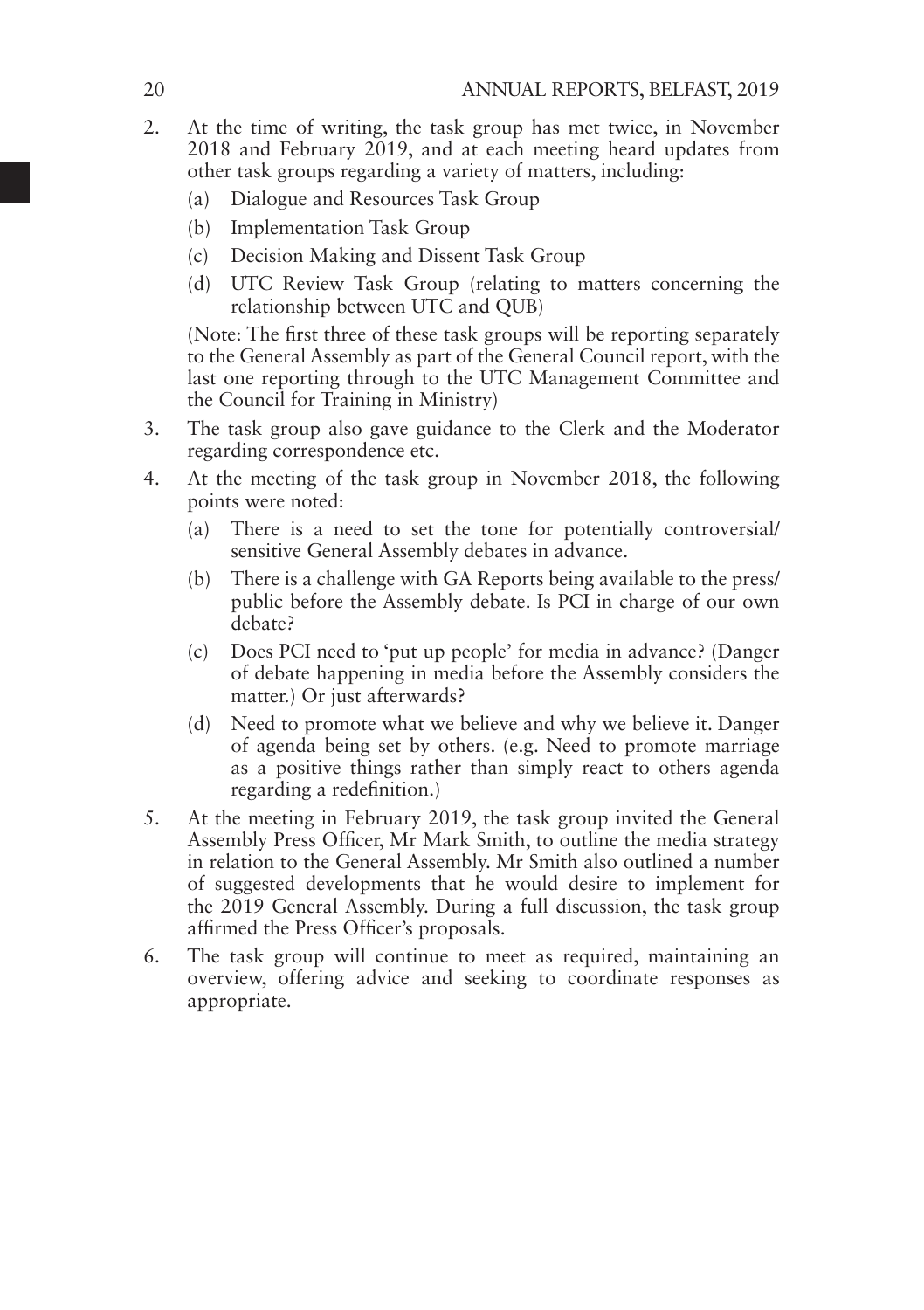2. At the time of writing, the task group has met twice, in November 2018 and February 2019, and at each meeting heard updates from other task groups regarding a variety of matters, including:
   (a) Dialogue and Resources Task Group
   (b) Implementation Task Group
   (c) Decision Making and Dissent Task Group
   (d) UTC Review Task Group (relating to matters concerning the relationship between UTC and QUB)

   (Note: The first three of these task groups will be reporting separately to the General Assembly as part of the General Council report, with the last one reporting through to the UTC Management Committee and the Council for Training in Ministry)

3. The task group also gave guidance to the Clerk and the Moderator regarding correspondence etc.

4. At the meeting of the task group in November 2018, the following points were noted:
   (a) There is a need to set the tone for potentially controversial/ sensitive General Assembly debates in advance.
   (b) There is a challenge with GA Reports being available to the press/ public before the Assembly debate. Is PCI in charge of our own debate?
   (c) Does PCI need to 'put up people' for media in advance? (Danger of debate happening in media before the Assembly considers the matter.) Or just afterwards?
   (d) Need to promote what we believe and why we believe it. Danger of agenda being set by others. (e.g. Need to promote marriage as a positive things rather than simply react to others agenda regarding a redefinition.)

5. At the meeting in February 2019, the task group invited the General Assembly Press Officer, Mr Mark Smith, to outline the media strategy in relation to the General Assembly. Mr Smith also outlined a number of suggested developments that he would desire to implement for the 2019 General Assembly. During a full discussion, the task group affirmed the Press Officer's proposals.

6. The task group will continue to meet as required, maintaining an overview, offering advice and seeking to coordinate responses as appropriate.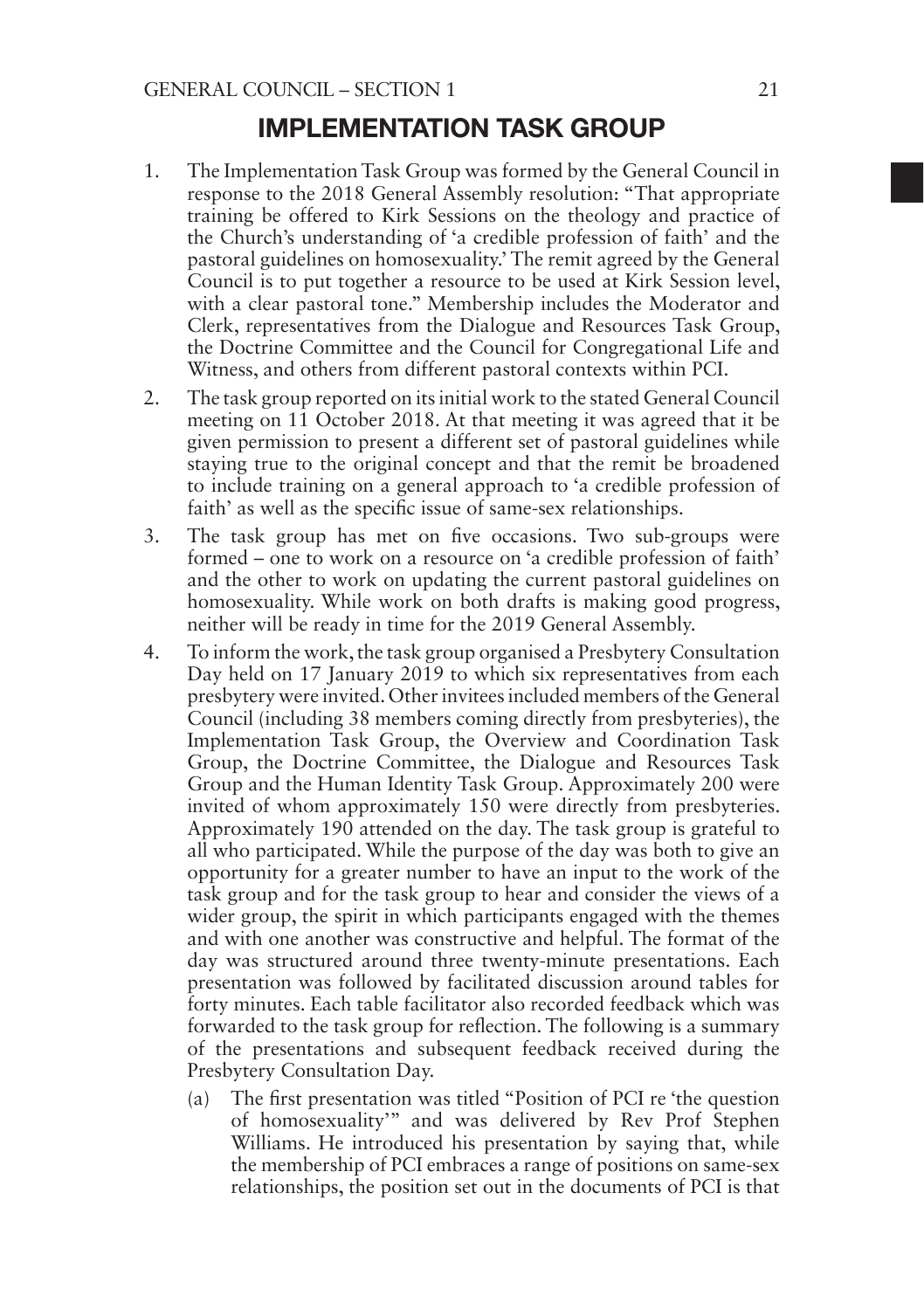## IMPLEMENTATION TASK GROUP

1. The Implementation Task Group was formed by the General Council in response to the 2018 General Assembly resolution: "That appropriate training be offered to Kirk Sessions on the theology and practice of the Church's understanding of 'a credible profession of faith' and the pastoral guidelines on homosexuality.' The remit agreed by the General Council is to put together a resource to be used at Kirk Session level, with a clear pastoral tone." Membership includes the Moderator and Clerk, representatives from the Dialogue and Resources Task Group, the Doctrine Committee and the Council for Congregational Life and Witness, and others from different pastoral contexts within PCI.

2. The task group reported on its initial work to the stated General Council meeting on 11 October 2018. At that meeting it was agreed that it be given permission to present a different set of pastoral guidelines while staying true to the original concept and that the remit be broadened to include training on a general approach to 'a credible profession of faith' as well as the specific issue of same-sex relationships.

3. The task group has met on five occasions. Two sub-groups were formed – one to work on a resource on 'a credible profession of faith' and the other to work on updating the current pastoral guidelines on homosexuality. While work on both drafts is making good progress, neither will be ready in time for the 2019 General Assembly.

4. To inform the work, the task group organised a Presbytery Consultation Day held on 17 January 2019 to which six representatives from each presbytery were invited. Other invitees included members of the General Council (including 38 members coming directly from presbyteries), the Implementation Task Group, the Overview and Coordination Task Group, the Doctrine Committee, the Dialogue and Resources Task Group and the Human Identity Task Group. Approximately 200 were invited of whom approximately 150 were directly from presbyteries. Approximately 190 attended on the day. The task group is grateful to all who participated. While the purpose of the day was both to give an opportunity for a greater number to have an input to the work of the task group and for the task group to hear and consider the views of a wider group, the spirit in which participants engaged with the themes and with one another was constructive and helpful. The format of the day was structured around three twenty-minute presentations. Each presentation was followed by facilitated discussion around tables for forty minutes. Each table facilitator also recorded feedback which was forwarded to the task group for reflection. The following is a summary of the presentations and subsequent feedback received during the Presbytery Consultation Day.

   (a) The first presentation was titled "Position of PCI re 'the question of homosexuality'" and was delivered by Rev Prof Stephen Williams. He introduced his presentation by saying that, while the membership of PCI embraces a range of positions on same-sex relationships, the position set out in the documents of PCI is that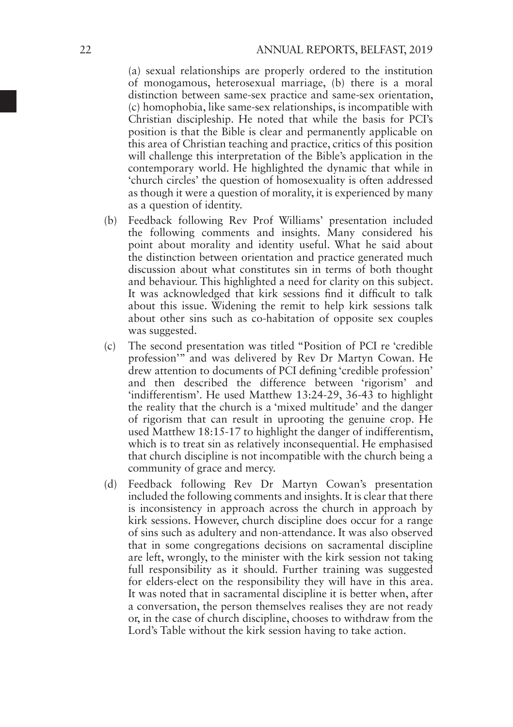(a) sexual relationships are properly ordered to the institution of monogamous, heterosexual marriage, (b) there is a moral distinction between same-sex practice and same-sex orientation, (c) homophobia, like same-sex relationships, is incompatible with Christian discipleship. He noted that while the basis for PCI's position is that the Bible is clear and permanently applicable on this area of Christian teaching and practice, critics of this position will challenge this interpretation of the Bible's application in the contemporary world. He highlighted the dynamic that while in 'church circles' the question of homosexuality is often addressed as though it were a question of morality, it is experienced by many as a question of identity.

(b) Feedback following Rev Prof Williams' presentation included the following comments and insights. Many considered his point about morality and identity useful. What he said about the distinction between orientation and practice generated much discussion about what constitutes sin in terms of both thought and behaviour. This highlighted a need for clarity on this subject. It was acknowledged that kirk sessions find it difficult to talk about this issue. Widening the remit to help kirk sessions talk about other sins such as co-habitation of opposite sex couples was suggested.

(c) The second presentation was titled "Position of PCI re 'credible profession'" and was delivered by Rev Dr Martyn Cowan. He drew attention to documents of PCI defining 'credible profession' and then described the difference between 'rigorism' and 'indifferentism'. He used Matthew 13:24-29, 36-43 to highlight the reality that the church is a 'mixed multitude' and the danger of rigorism that can result in uprooting the genuine crop. He used Matthew 18:15-17 to highlight the danger of indifferentism, which is to treat sin as relatively inconsequential. He emphasised that church discipline is not incompatible with the church being a community of grace and mercy.

(d) Feedback following Rev Dr Martyn Cowan's presentation included the following comments and insights. It is clear that there is inconsistency in approach across the church in approach by kirk sessions. However, church discipline does occur for a range of sins such as adultery and non-attendance. It was also observed that in some congregations decisions on sacramental discipline are left, wrongly, to the minister with the kirk session not taking full responsibility as it should. Further training was suggested for elders-elect on the responsibility they will have in this area. It was noted that in sacramental discipline it is better when, after a conversation, the person themselves realises they are not ready or, in the case of church discipline, chooses to withdraw from the Lord's Table without the kirk session having to take action.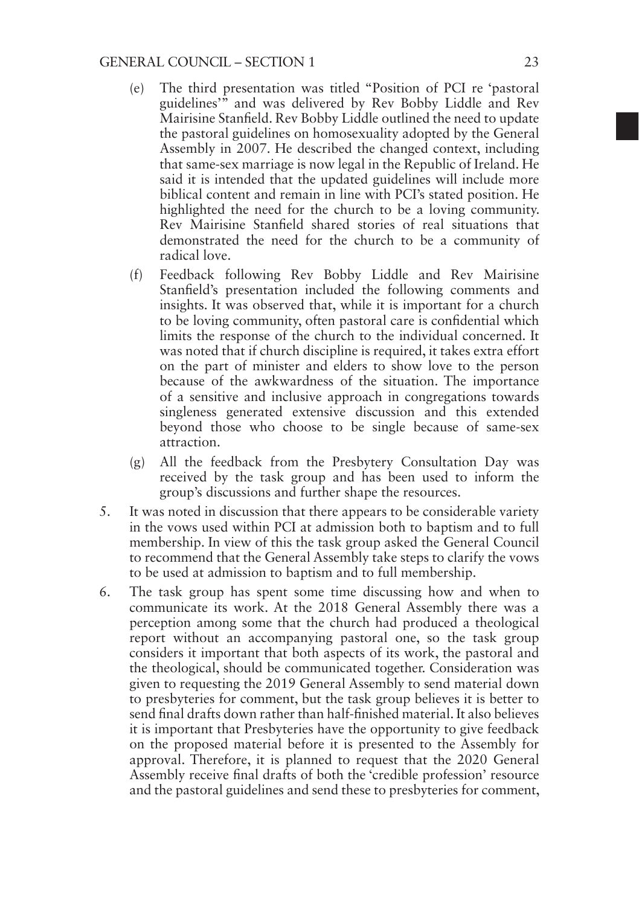(e) The third presentation was titled "Position of PCI re 'pastoral guidelines'" and was delivered by Rev Bobby Liddle and Rev Mairisine Stanfield. Rev Bobby Liddle outlined the need to update the pastoral guidelines on homosexuality adopted by the General Assembly in 2007. He described the changed context, including that same-sex marriage is now legal in the Republic of Ireland. He said it is intended that the updated guidelines will include more biblical content and remain in line with PCI's stated position. He highlighted the need for the church to be a loving community. Rev Mairisine Stanfield shared stories of real situations that demonstrated the need for the church to be a community of radical love.

(f) Feedback following Rev Bobby Liddle and Rev Mairisine Stanfield's presentation included the following comments and insights. It was observed that, while it is important for a church to be loving community, often pastoral care is confidential which limits the response of the church to the individual concerned. It was noted that if church discipline is required, it takes extra effort on the part of minister and elders to show love to the person because of the awkwardness of the situation. The importance of a sensitive and inclusive approach in congregations towards singleness generated extensive discussion and this extended beyond those who choose to be single because of same-sex attraction.

(g) All the feedback from the Presbytery Consultation Day was received by the task group and has been used to inform the group's discussions and further shape the resources.

5. It was noted in discussion that there appears to be considerable variety in the vows used within PCI at admission both to baptism and to full membership. In view of this the task group asked the General Council to recommend that the General Assembly take steps to clarify the vows to be used at admission to baptism and to full membership.

6. The task group has spent some time discussing how and when to communicate its work. At the 2018 General Assembly there was a perception among some that the church had produced a theological report without an accompanying pastoral one, so the task group considers it important that both aspects of its work, the pastoral and the theological, should be communicated together. Consideration was given to requesting the 2019 General Assembly to send material down to presbyteries for comment, but the task group believes it is better to send final drafts down rather than half-finished material. It also believes it is important that Presbyteries have the opportunity to give feedback on the proposed material before it is presented to the Assembly for approval. Therefore, it is planned to request that the 2020 General Assembly receive final drafts of both the 'credible profession' resource and the pastoral guidelines and send these to presbyteries for comment,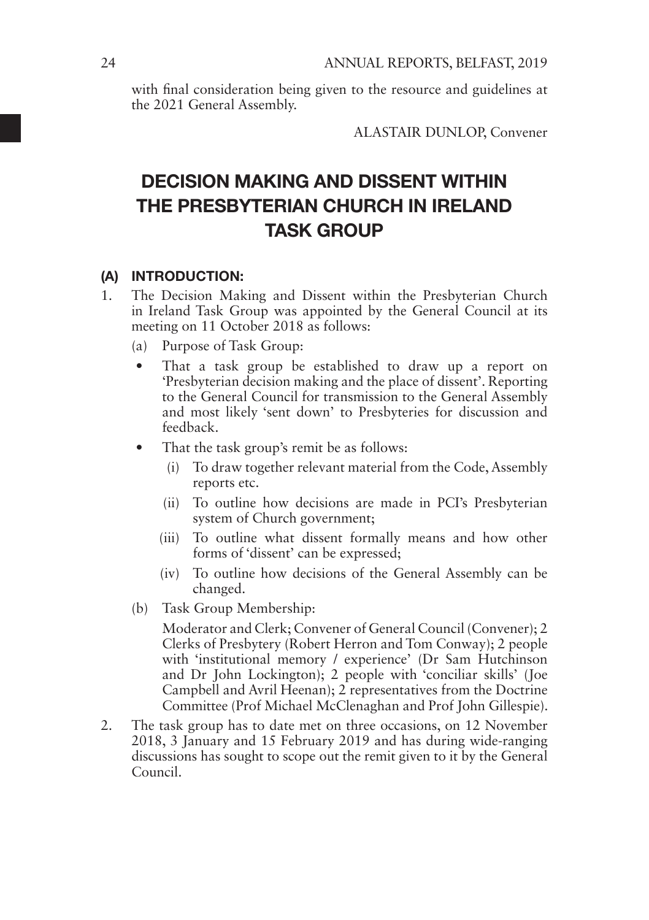with final consideration being given to the resource and guidelines at the 2021 General Assembly.

ALASTAIR DUNLOP, Convener

# DECISION MAKING AND DISSENT WITHIN THE PRESBYTERIAN CHURCH IN IRELAND TASK GROUP

## (A) INTRODUCTION:

1. The Decision Making and Dissent within the Presbyterian Church in Ireland Task Group was appointed by the General Council at its meeting on 11 October 2018 as follows:

   (a) Purpose of Task Group:

   - That a task group be established to draw up a report on 'Presbyterian decision making and the place of dissent'. Reporting to the General Council for transmission to the General Assembly and most likely 'sent down' to Presbyteries for discussion and feedback.
   - That the task group's remit be as follows:
     (i) To draw together relevant material from the Code, Assembly reports etc.
     (ii) To outline how decisions are made in PCI's Presbyterian system of Church government;
     (iii) To outline what dissent formally means and how other forms of 'dissent' can be expressed;
     (iv) To outline how decisions of the General Assembly can be changed.

   (b) Task Group Membership:

   Moderator and Clerk; Convener of General Council (Convener); 2 Clerks of Presbytery (Robert Herron and Tom Conway); 2 people with 'institutional memory / experience' (Dr Sam Hutchinson and Dr John Lockington); 2 people with 'conciliar skills' (Joe Campbell and Avril Heenan); 2 representatives from the Doctrine Committee (Prof Michael McClenaghan and Prof John Gillespie).

2. The task group has to date met on three occasions, on 12 November 2018, 3 January and 15 February 2019 and has during wide-ranging discussions has sought to scope out the remit given to it by the General Council.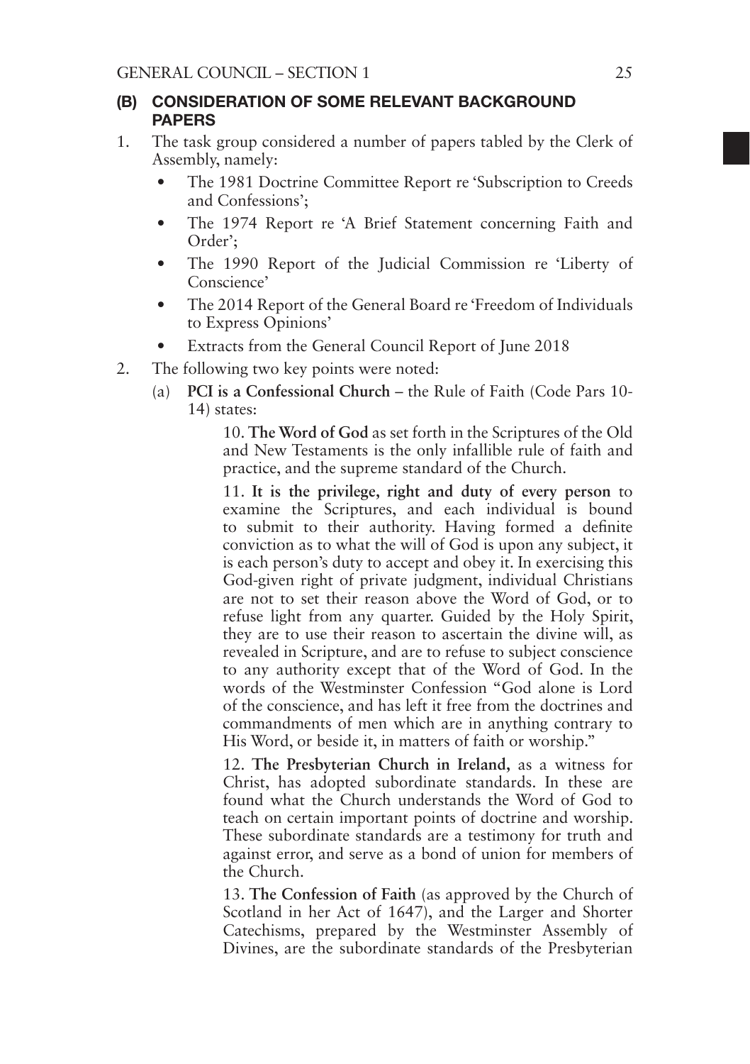## (B) CONSIDERATION OF SOME RELEVANT BACKGROUND PAPERS

1. The task group considered a number of papers tabled by the Clerk of Assembly, namely:
   - The 1981 Doctrine Committee Report re 'Subscription to Creeds and Confessions';
   - The 1974 Report re 'A Brief Statement concerning Faith and Order';
   - The 1990 Report of the Judicial Commission re 'Liberty of Conscience'
   - The 2014 Report of the General Board re 'Freedom of Individuals to Express Opinions'
   - Extracts from the General Council Report of June 2018
2. The following two key points were noted:
   (a) **PCI is a Confessional Church** – the Rule of Faith (Code Pars 10-14) states:

      10. **The Word of God** as set forth in the Scriptures of the Old and New Testaments is the only infallible rule of faith and practice, and the supreme standard of the Church.

      11. **It is the privilege, right and duty of every person** to examine the Scriptures, and each individual is bound to submit to their authority. Having formed a definite conviction as to what the will of God is upon any subject, it is each person's duty to accept and obey it. In exercising this God-given right of private judgment, individual Christians are not to set their reason above the Word of God, or to refuse light from any quarter. Guided by the Holy Spirit, they are to use their reason to ascertain the divine will, as revealed in Scripture, and are to refuse to subject conscience to any authority except that of the Word of God. In the words of the Westminster Confession "God alone is Lord of the conscience, and has left it free from the doctrines and commandments of men which are in anything contrary to His Word, or beside it, in matters of faith or worship."

      12. **The Presbyterian Church in Ireland,** as a witness for Christ, has adopted subordinate standards. In these are found what the Church understands the Word of God to teach on certain important points of doctrine and worship. These subordinate standards are a testimony for truth and against error, and serve as a bond of union for members of the Church.

      13. **The Confession of Faith** (as approved by the Church of Scotland in her Act of 1647), and the Larger and Shorter Catechisms, prepared by the Westminster Assembly of Divines, are the subordinate standards of the Presbyterian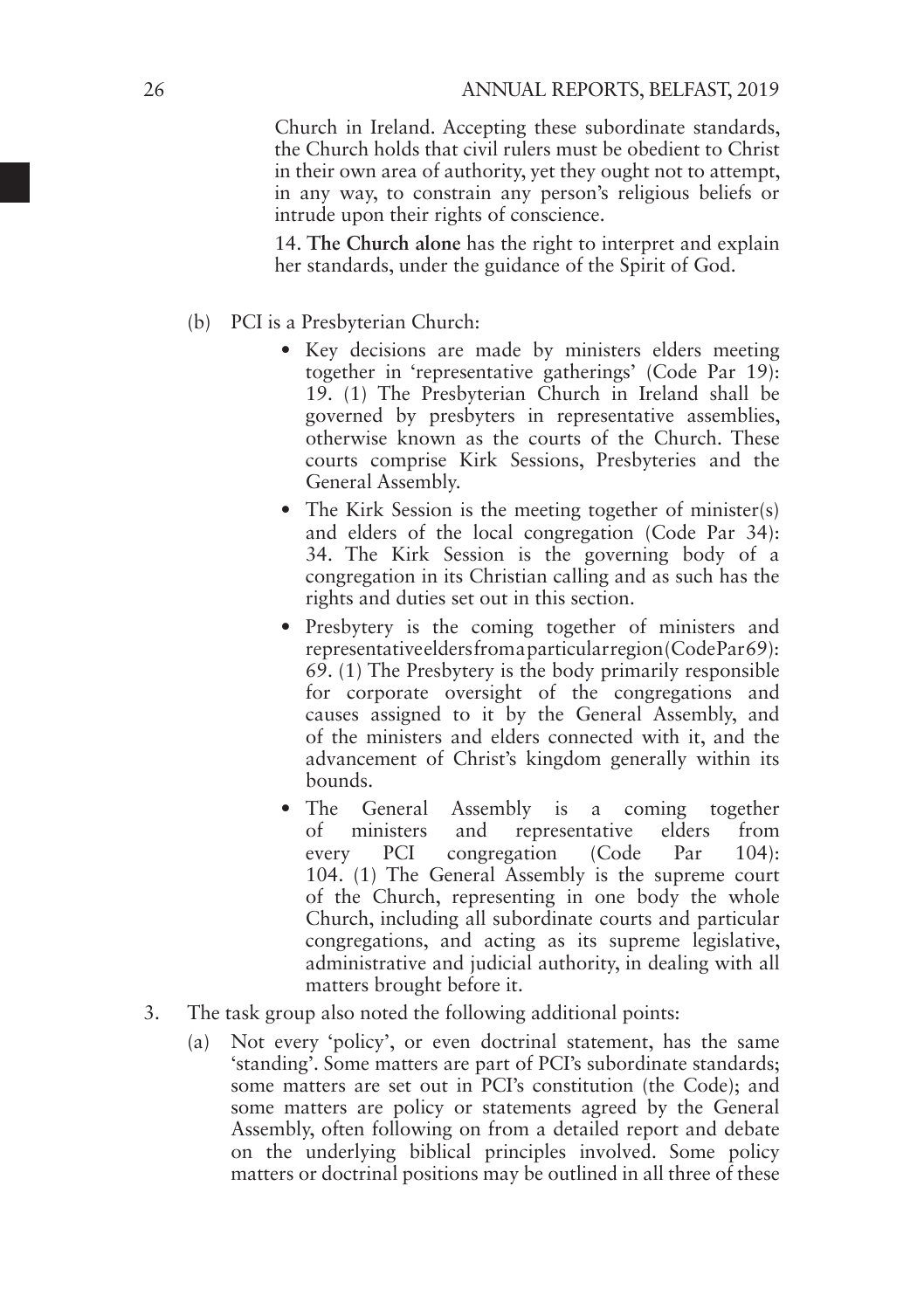Church in Ireland. Accepting these subordinate standards, the Church holds that civil rulers must be obedient to Christ in their own area of authority, yet they ought not to attempt, in any way, to constrain any person's religious beliefs or intrude upon their rights of conscience.

14. **The Church alone** has the right to interpret and explain her standards, under the guidance of the Spirit of God.

(b) PCI is a Presbyterian Church:

- Key decisions are made by ministers elders meeting together in 'representative gatherings' (Code Par 19): 19. (1) The Presbyterian Church in Ireland shall be governed by presbyters in representative assemblies, otherwise known as the courts of the Church. These courts comprise Kirk Sessions, Presbyteries and the General Assembly.
- The Kirk Session is the meeting together of minister(s) and elders of the local congregation (Code Par 34): 34. The Kirk Session is the governing body of a congregation in its Christian calling and as such has the rights and duties set out in this section.
- Presbytery is the coming together of ministers and representative elders from a particular region (Code Par 69): 69. (1) The Presbytery is the body primarily responsible for corporate oversight of the congregations and causes assigned to it by the General Assembly, and of the ministers and elders connected with it, and the advancement of Christ's kingdom generally within its bounds.
- The General Assembly is a coming together of ministers and representative elders from every PCI congregation (Code Par 104): 104. (1) The General Assembly is the supreme court of the Church, representing in one body the whole Church, including all subordinate courts and particular congregations, and acting as its supreme legislative, administrative and judicial authority, in dealing with all matters brought before it.

3. The task group also noted the following additional points:

(a) Not every 'policy', or even doctrinal statement, has the same 'standing'. Some matters are part of PCI's subordinate standards; some matters are set out in PCI's constitution (the Code); and some matters are policy or statements agreed by the General Assembly, often following on from a detailed report and debate on the underlying biblical principles involved. Some policy matters or doctrinal positions may be outlined in all three of these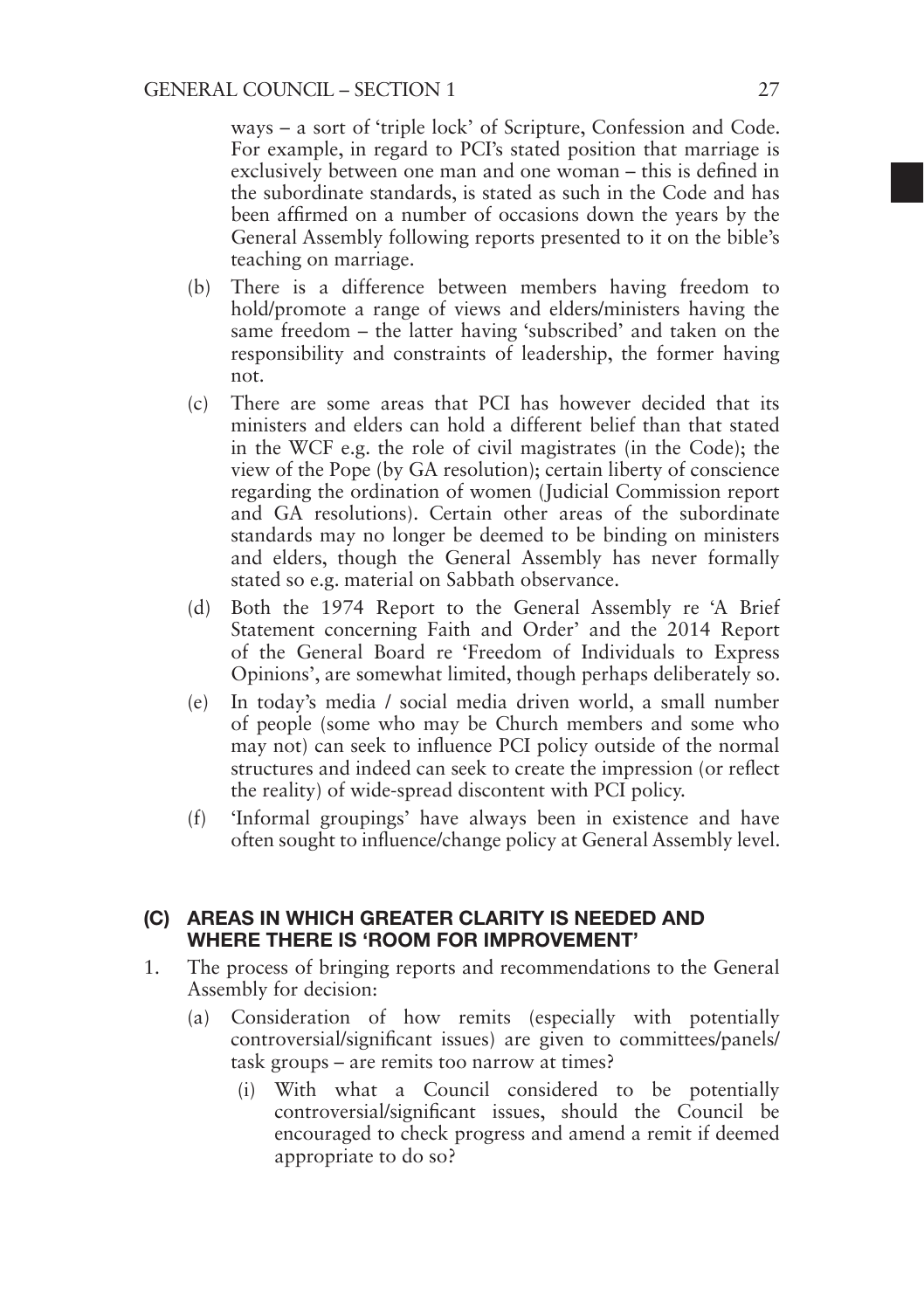ways – a sort of 'triple lock' of Scripture, Confession and Code. For example, in regard to PCI's stated position that marriage is exclusively between one man and one woman – this is defined in the subordinate standards, is stated as such in the Code and has been affirmed on a number of occasions down the years by the General Assembly following reports presented to it on the bible's teaching on marriage.

(b) There is a difference between members having freedom to hold/promote a range of views and elders/ministers having the same freedom – the latter having 'subscribed' and taken on the responsibility and constraints of leadership, the former having not.

(c) There are some areas that PCI has however decided that its ministers and elders can hold a different belief than that stated in the WCF e.g. the role of civil magistrates (in the Code); the view of the Pope (by GA resolution); certain liberty of conscience regarding the ordination of women (Judicial Commission report and GA resolutions). Certain other areas of the subordinate standards may no longer be deemed to be binding on ministers and elders, though the General Assembly has never formally stated so e.g. material on Sabbath observance.

(d) Both the 1974 Report to the General Assembly re 'A Brief Statement concerning Faith and Order' and the 2014 Report of the General Board re 'Freedom of Individuals to Express Opinions', are somewhat limited, though perhaps deliberately so.

(e) In today's media / social media driven world, a small number of people (some who may be Church members and some who may not) can seek to influence PCI policy outside of the normal structures and indeed can seek to create the impression (or reflect the reality) of wide-spread discontent with PCI policy.

(f) 'Informal groupings' have always been in existence and have often sought to influence/change policy at General Assembly level.

## (C) AREAS IN WHICH GREATER CLARITY IS NEEDED AND WHERE THERE IS 'ROOM FOR IMPROVEMENT'

1. The process of bringing reports and recommendations to the General Assembly for decision:
   - (a) Consideration of how remits (especially with potentially controversial/significant issues) are given to committees/panels/ task groups – are remits too narrow at times?
     - (i) With what a Council considered to be potentially controversial/significant issues, should the Council be encouraged to check progress and amend a remit if deemed appropriate to do so?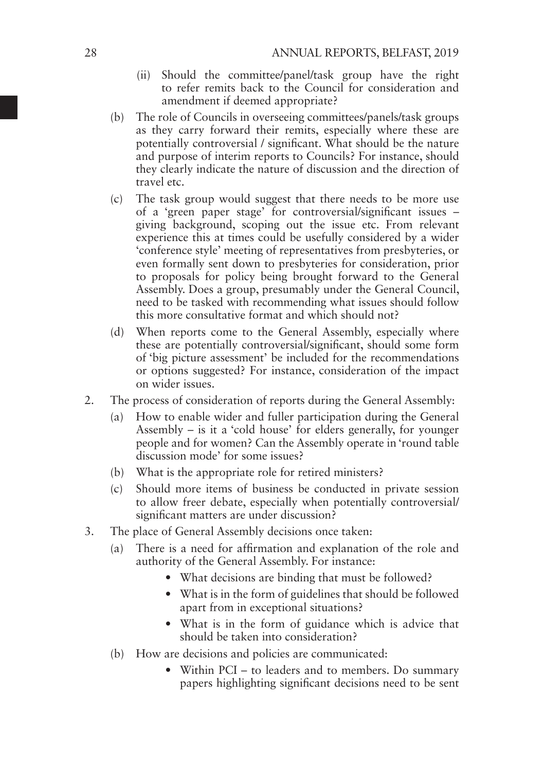- (ii) Should the committee/panel/task group have the right to refer remits back to the Council for consideration and amendment if deemed appropriate?

   (b) The role of Councils in overseeing committees/panels/task groups as they carry forward their remits, especially where these are potentially controversial / significant. What should be the nature and purpose of interim reports to Councils? For instance, should they clearly indicate the nature of discussion and the direction of travel etc.

   (c) The task group would suggest that there needs to be more use of a 'green paper stage' for controversial/significant issues – giving background, scoping out the issue etc. From relevant experience this at times could be usefully considered by a wider 'conference style' meeting of representatives from presbyteries, or even formally sent down to presbyteries for consideration, prior to proposals for policy being brought forward to the General Assembly. Does a group, presumably under the General Council, need to be tasked with recommending what issues should follow this more consultative format and which should not?

   (d) When reports come to the General Assembly, especially where these are potentially controversial/significant, should some form of 'big picture assessment' be included for the recommendations or options suggested? For instance, consideration of the impact on wider issues.

2. The process of consideration of reports during the General Assembly:

   (a) How to enable wider and fuller participation during the General Assembly – is it a 'cold house' for elders generally, for younger people and for women? Can the Assembly operate in 'round table discussion mode' for some issues?

   (b) What is the appropriate role for retired ministers?

   (c) Should more items of business be conducted in private session to allow freer debate, especially when potentially controversial/significant matters are under discussion?

3. The place of General Assembly decisions once taken:

   (a) There is a need for affirmation and explanation of the role and authority of the General Assembly. For instance:

      - What decisions are binding that must be followed?
      - What is in the form of guidelines that should be followed apart from in exceptional situations?
      - What is in the form of guidance which is advice that should be taken into consideration?

   (b) How are decisions and policies are communicated:

      - Within PCI – to leaders and to members. Do summary papers highlighting significant decisions need to be sent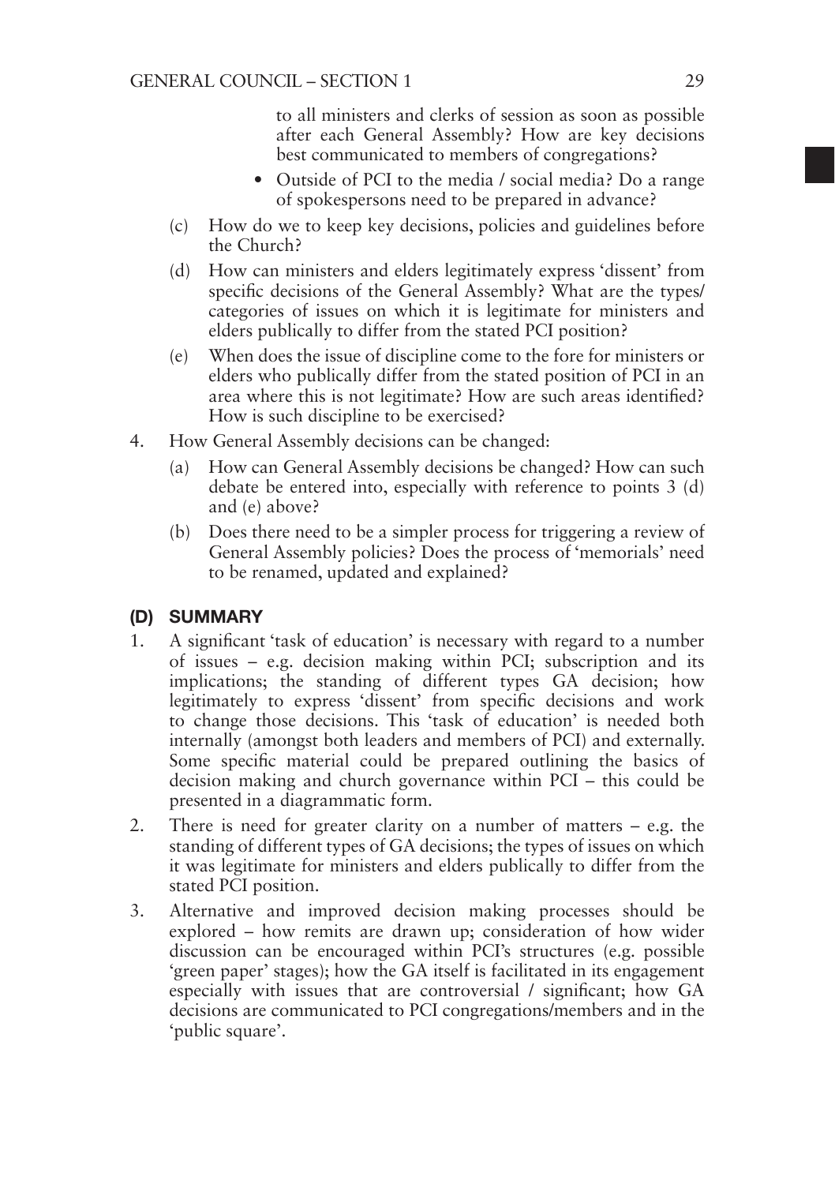to all ministers and clerks of session as soon as possible after each General Assembly? How are key decisions best communicated to members of congregations?

- Outside of PCI to the media / social media? Do a range of spokespersons need to be prepared in advance?

(c) How do we to keep key decisions, policies and guidelines before the Church?

(d) How can ministers and elders legitimately express 'dissent' from specific decisions of the General Assembly? What are the types/ categories of issues on which it is legitimate for ministers and elders publically to differ from the stated PCI position?

(e) When does the issue of discipline come to the fore for ministers or elders who publically differ from the stated position of PCI in an area where this is not legitimate? How are such areas identified? How is such discipline to be exercised?

4. How General Assembly decisions can be changed:

   (a) How can General Assembly decisions be changed? How can such debate be entered into, especially with reference to points 3 (d) and (e) above?

   (b) Does there need to be a simpler process for triggering a review of General Assembly policies? Does the process of 'memorials' need to be renamed, updated and explained?

## (D) SUMMARY

1. A significant 'task of education' is necessary with regard to a number of issues – e.g. decision making within PCI; subscription and its implications; the standing of different types GA decision; how legitimately to express 'dissent' from specific decisions and work to change those decisions. This 'task of education' is needed both internally (amongst both leaders and members of PCI) and externally. Some specific material could be prepared outlining the basics of decision making and church governance within PCI – this could be presented in a diagrammatic form.
2. There is need for greater clarity on a number of matters – e.g. the standing of different types of GA decisions; the types of issues on which it was legitimate for ministers and elders publically to differ from the stated PCI position.
3. Alternative and improved decision making processes should be explored – how remits are drawn up; consideration of how wider discussion can be encouraged within PCI's structures (e.g. possible 'green paper' stages); how the GA itself is facilitated in its engagement especially with issues that are controversial / significant; how GA decisions are communicated to PCI congregations/members and in the 'public square'.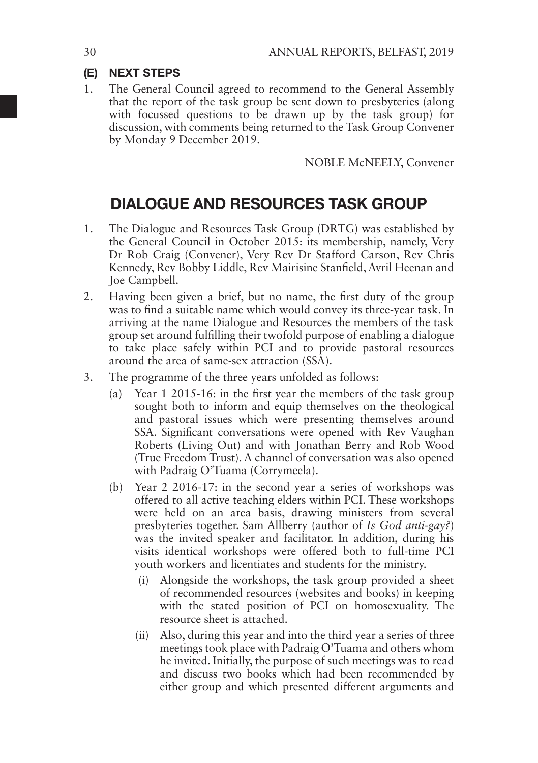### (E) NEXT STEPS

1. The General Council agreed to recommend to the General Assembly that the report of the task group be sent down to presbyteries (along with focussed questions to be drawn up by the task group) for discussion, with comments being returned to the Task Group Convener by Monday 9 December 2019.

NOBLE McNEELY, Convener

## DIALOGUE AND RESOURCES TASK GROUP

1. The Dialogue and Resources Task Group (DRTG) was established by the General Council in October 2015: its membership, namely, Very Dr Rob Craig (Convener), Very Rev Dr Stafford Carson, Rev Chris Kennedy, Rev Bobby Liddle, Rev Mairisine Stanfield, Avril Heenan and Joe Campbell.
2. Having been given a brief, but no name, the first duty of the group was to find a suitable name which would convey its three-year task. In arriving at the name Dialogue and Resources the members of the task group set around fulfilling their twofold purpose of enabling a dialogue to take place safely within PCI and to provide pastoral resources around the area of same-sex attraction (SSA).
3. The programme of the three years unfolded as follows:
   (a) Year 1 2015-16: in the first year the members of the task group sought both to inform and equip themselves on the theological and pastoral issues which were presenting themselves around SSA. Significant conversations were opened with Rev Vaughan Roberts (Living Out) and with Jonathan Berry and Rob Wood (True Freedom Trust). A channel of conversation was also opened with Padraig O'Tuama (Corrymeela).
   (b) Year 2 2016-17: in the second year a series of workshops was offered to all active teaching elders within PCI. These workshops were held on an area basis, drawing ministers from several presbyteries together. Sam Allberry (author of *Is God anti-gay?*) was the invited speaker and facilitator. In addition, during his visits identical workshops were offered both to full-time PCI youth workers and licentiates and students for the ministry.
      (i) Alongside the workshops, the task group provided a sheet of recommended resources (websites and books) in keeping with the stated position of PCI on homosexuality. The resource sheet is attached.
      (ii) Also, during this year and into the third year a series of three meetings took place with Padraig O'Tuama and others whom he invited. Initially, the purpose of such meetings was to read and discuss two books which had been recommended by either group and which presented different arguments and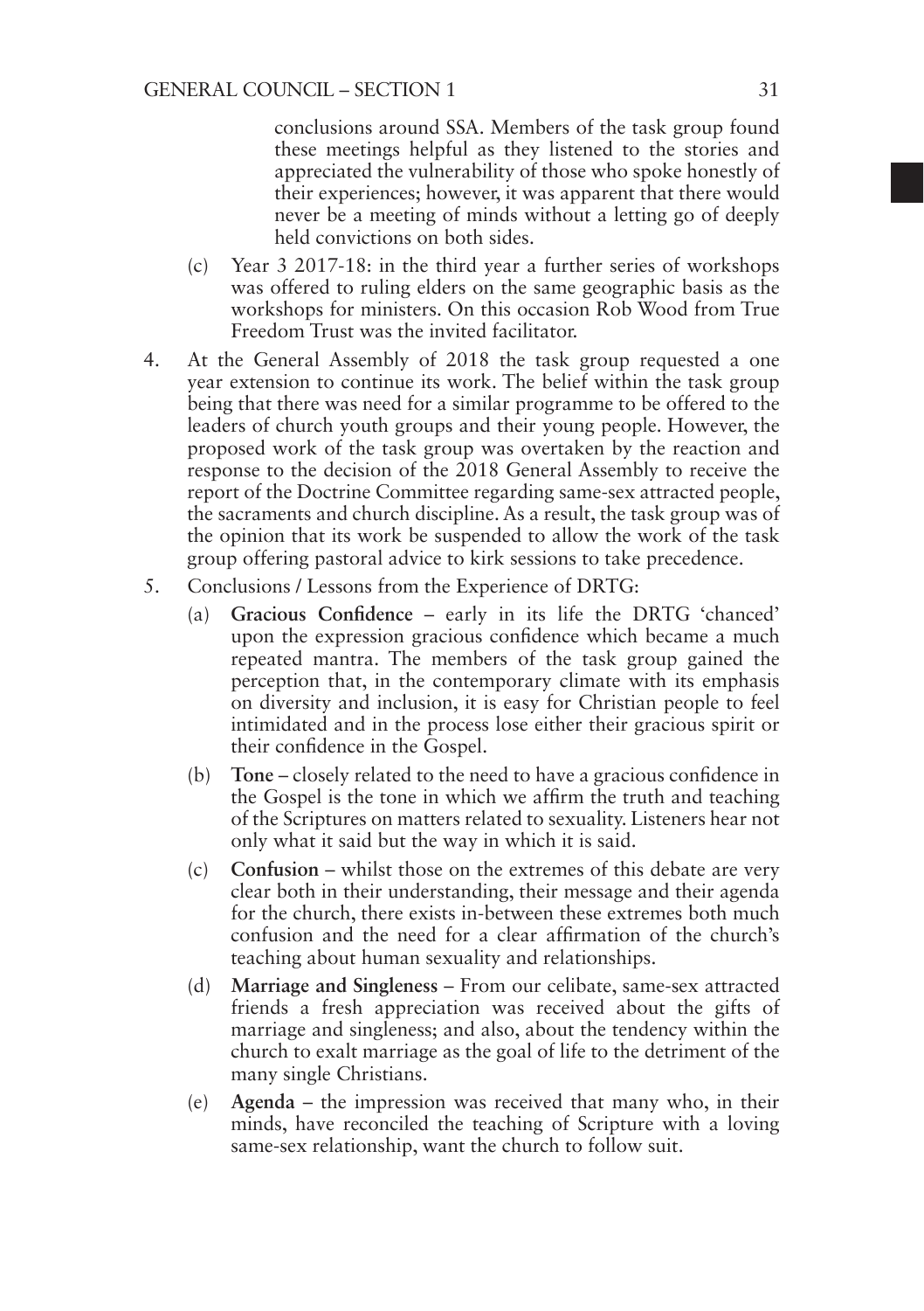conclusions around SSA. Members of the task group found these meetings helpful as they listened to the stories and appreciated the vulnerability of those who spoke honestly of their experiences; however, it was apparent that there would never be a meeting of minds without a letting go of deeply held convictions on both sides.

(c) Year 3 2017-18: in the third year a further series of workshops was offered to ruling elders on the same geographic basis as the workshops for ministers. On this occasion Rob Wood from True Freedom Trust was the invited facilitator.

4. At the General Assembly of 2018 the task group requested a one year extension to continue its work. The belief within the task group being that there was need for a similar programme to be offered to the leaders of church youth groups and their young people. However, the proposed work of the task group was overtaken by the reaction and response to the decision of the 2018 General Assembly to receive the report of the Doctrine Committee regarding same-sex attracted people, the sacraments and church discipline. As a result, the task group was of the opinion that its work be suspended to allow the work of the task group offering pastoral advice to kirk sessions to take precedence.

5. Conclusions / Lessons from the Experience of DRTG:

   (a) **Gracious Confidence** – early in its life the DRTG 'chanced' upon the expression gracious confidence which became a much repeated mantra. The members of the task group gained the perception that, in the contemporary climate with its emphasis on diversity and inclusion, it is easy for Christian people to feel intimidated and in the process lose either their gracious spirit or their confidence in the Gospel.

   (b) **Tone** – closely related to the need to have a gracious confidence in the Gospel is the tone in which we affirm the truth and teaching of the Scriptures on matters related to sexuality. Listeners hear not only what it said but the way in which it is said.

   (c) **Confusion** – whilst those on the extremes of this debate are very clear both in their understanding, their message and their agenda for the church, there exists in-between these extremes both much confusion and the need for a clear affirmation of the church's teaching about human sexuality and relationships.

   (d) **Marriage and Singleness** – From our celibate, same-sex attracted friends a fresh appreciation was received about the gifts of marriage and singleness; and also, about the tendency within the church to exalt marriage as the goal of life to the detriment of the many single Christians.

   (e) **Agenda** – the impression was received that many who, in their minds, have reconciled the teaching of Scripture with a loving same-sex relationship, want the church to follow suit.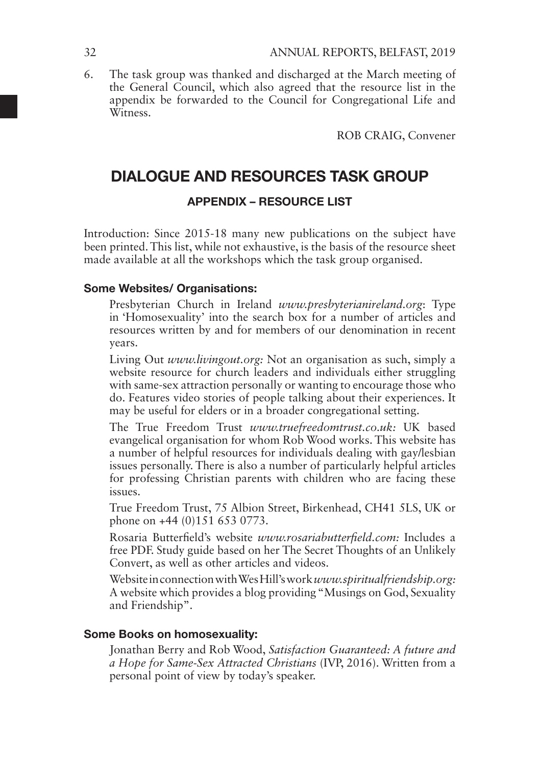6. The task group was thanked and discharged at the March meeting of the General Council, which also agreed that the resource list in the appendix be forwarded to the Council for Congregational Life and Witness.

ROB CRAIG, Convener

# DIALOGUE AND RESOURCES TASK GROUP

## APPENDIX – RESOURCE LIST

Introduction: Since 2015-18 many new publications on the subject have been printed. This list, while not exhaustive, is the basis of the resource sheet made available at all the workshops which the task group organised.

### Some Websites/ Organisations:

Presbyterian Church in Ireland *www.presbyterianireland.org*: Type in 'Homosexuality' into the search box for a number of articles and resources written by and for members of our denomination in recent years.

Living Out *www.livingout.org:* Not an organisation as such, simply a website resource for church leaders and individuals either struggling with same-sex attraction personally or wanting to encourage those who do. Features video stories of people talking about their experiences. It may be useful for elders or in a broader congregational setting.

The True Freedom Trust *www.truefreedomtrust.co.uk:* UK based evangelical organisation for whom Rob Wood works. This website has a number of helpful resources for individuals dealing with gay/lesbian issues personally. There is also a number of particularly helpful articles for professing Christian parents with children who are facing these issues.

True Freedom Trust, 75 Albion Street, Birkenhead, CH41 5LS, UK or phone on +44 (0)151 653 0773.

Rosaria Butterfield's website *www.rosariabutterfield.com:* Includes a free PDF. Study guide based on her The Secret Thoughts of an Unlikely Convert, as well as other articles and videos.

Website in connection with Wes Hill's work *www.spiritualfriendship.org:* A website which provides a blog providing "Musings on God, Sexuality and Friendship".

### Some Books on homosexuality:

Jonathan Berry and Rob Wood, *Satisfaction Guaranteed: A future and a Hope for Same-Sex Attracted Christians* (IVP, 2016). Written from a personal point of view by today's speaker.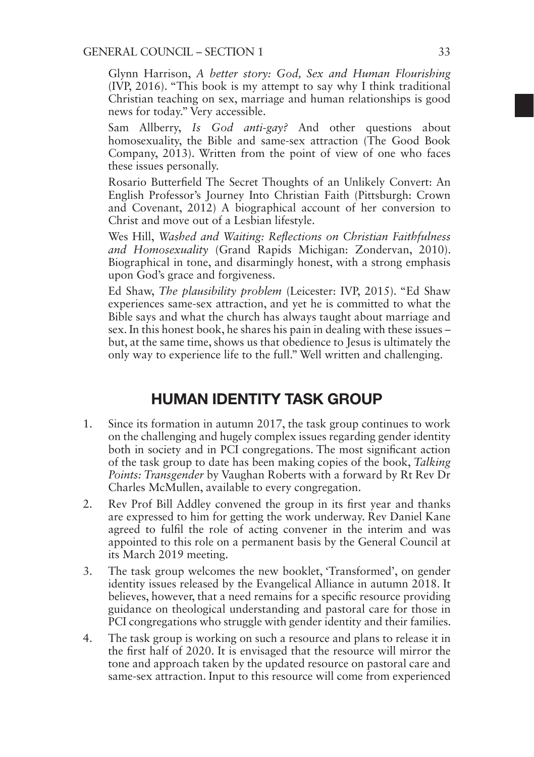Glynn Harrison, *A better story: God, Sex and Human Flourishing* (IVP, 2016). "This book is my attempt to say why I think traditional Christian teaching on sex, marriage and human relationships is good news for today." Very accessible.

Sam Allberry, *Is God anti-gay?* And other questions about homosexuality, the Bible and same-sex attraction (The Good Book Company, 2013). Written from the point of view of one who faces these issues personally.

Rosario Butterfield The Secret Thoughts of an Unlikely Convert: An English Professor's Journey Into Christian Faith (Pittsburgh: Crown and Covenant, 2012) A biographical account of her conversion to Christ and move out of a Lesbian lifestyle.

Wes Hill, *Washed and Waiting: Reflections on Christian Faithfulness and Homosexuality* (Grand Rapids Michigan: Zondervan, 2010). Biographical in tone, and disarmingly honest, with a strong emphasis upon God's grace and forgiveness.

Ed Shaw, *The plausibility problem* (Leicester: IVP, 2015). "Ed Shaw experiences same-sex attraction, and yet he is committed to what the Bible says and what the church has always taught about marriage and sex. In this honest book, he shares his pain in dealing with these issues – but, at the same time, shows us that obedience to Jesus is ultimately the only way to experience life to the full." Well written and challenging.

## HUMAN IDENTITY TASK GROUP

1. Since its formation in autumn 2017, the task group continues to work on the challenging and hugely complex issues regarding gender identity both in society and in PCI congregations. The most significant action of the task group to date has been making copies of the book, *Talking Points: Transgender* by Vaughan Roberts with a forward by Rt Rev Dr Charles McMullen, available to every congregation.

2. Rev Prof Bill Addley convened the group in its first year and thanks are expressed to him for getting the work underway. Rev Daniel Kane agreed to fulfil the role of acting convener in the interim and was appointed to this role on a permanent basis by the General Council at its March 2019 meeting.

3. The task group welcomes the new booklet, 'Transformed', on gender identity issues released by the Evangelical Alliance in autumn 2018. It believes, however, that a need remains for a specific resource providing guidance on theological understanding and pastoral care for those in PCI congregations who struggle with gender identity and their families.

4. The task group is working on such a resource and plans to release it in the first half of 2020. It is envisaged that the resource will mirror the tone and approach taken by the updated resource on pastoral care and same-sex attraction. Input to this resource will come from experienced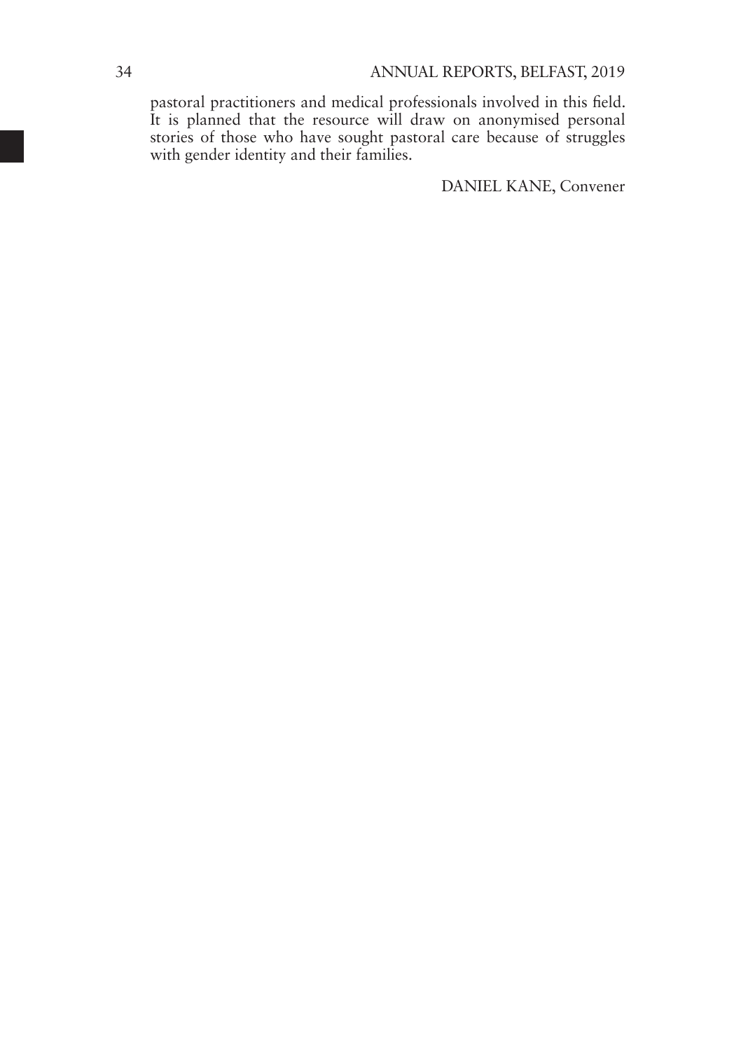pastoral practitioners and medical professionals involved in this field. It is planned that the resource will draw on anonymised personal stories of those who have sought pastoral care because of struggles with gender identity and their families.

DANIEL KANE, Convener